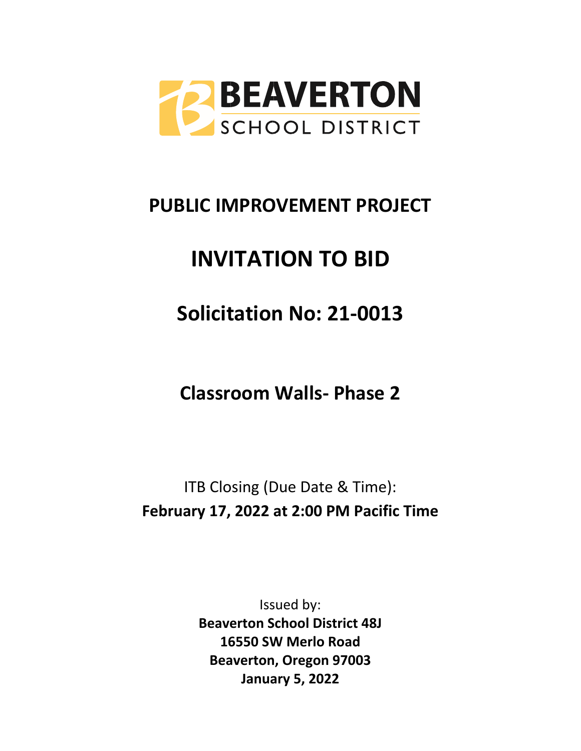BEAVERTON

SCHOOL DISTRICT

# PUBLIC IMPROVEMENT PROJECT

# INVITATION TO BID

# Solicitation No: 21-0013

## Classroom Walls- Phase 2

ITB Closing (Due Date & Time):

**February 17, 2022 at 2:00 PM Pacific Time**

Issued by:

**Beaverton School District 48J**

**16550 SW Merlo Road**

**Beaverton, Oregon 97003**

**January 5, 2022**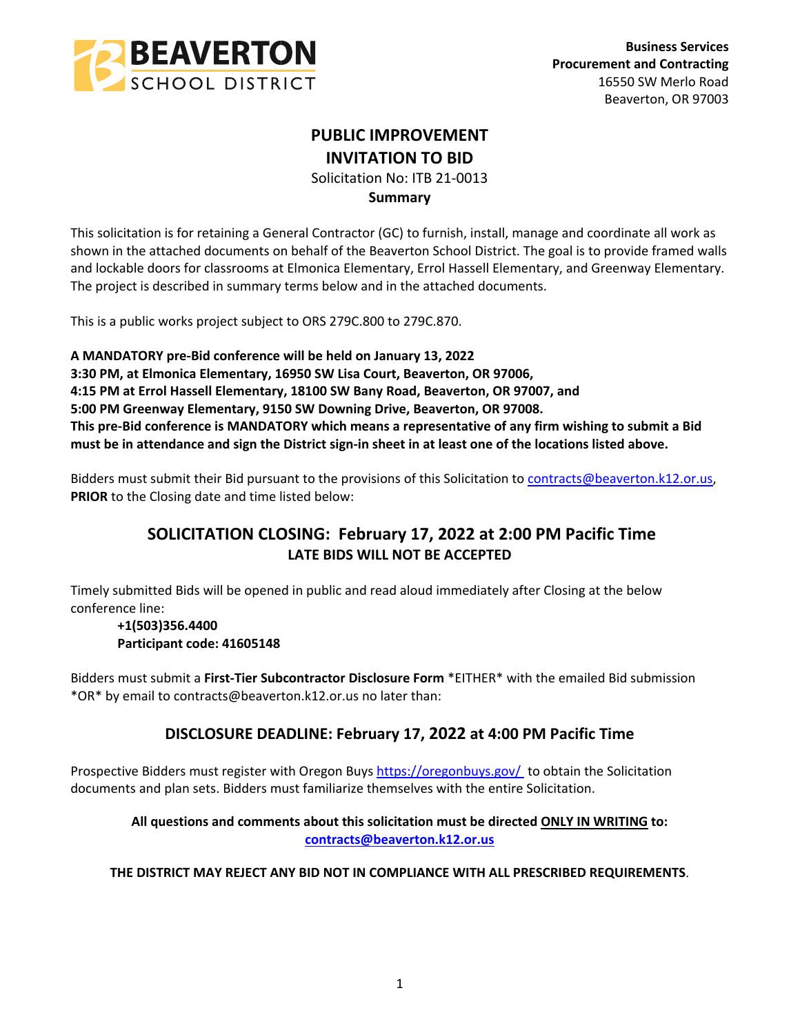**Business Services**
**Procurement and Contracting**
16550 SW Merlo Road
Beaverton, OR 97003

# PUBLIC IMPROVEMENT
# INVITATION TO BID

Solicitation No: ITB 21-0013

**Summary**

This solicitation is for retaining a General Contractor (GC) to furnish, install, manage and coordinate all work as shown in the attached documents on behalf of the Beaverton School District. The goal is to provide framed walls and lockable doors for classrooms at Elmonica Elementary, Errol Hassell Elementary, and Greenway Elementary. The project is described in summary terms below and in the attached documents.

This is a public works project subject to ORS 279C.800 to 279C.870.

**A MANDATORY pre-Bid conference will be held on January 13, 2022**
**3:30 PM, at Elmonica Elementary, 16950 SW Lisa Court, Beaverton, OR 97006,**
**4:15 PM at Errol Hassell Elementary, 18100 SW Bany Road, Beaverton, OR 97007, and**
**5:00 PM Greenway Elementary, 9150 SW Downing Drive, Beaverton, OR 97008.**
**This pre-Bid conference is MANDATORY which means a representative of any firm wishing to submit a Bid must be in attendance and sign the District sign-in sheet in at least one of the locations listed above.**

Bidders must submit their Bid pursuant to the provisions of this Solicitation to contracts@beaverton.k12.or.us, **PRIOR** to the Closing date and time listed below:

## SOLICITATION CLOSING: February 17, 2022 at 2:00 PM Pacific Time

**LATE BIDS WILL NOT BE ACCEPTED**

Timely submitted Bids will be opened in public and read aloud immediately after Closing at the below conference line:

**+1(503)356.4400**
**Participant code: 41605148**

Bidders must submit a **First-Tier Subcontractor Disclosure Form** *EITHER* with the emailed Bid submission *OR* by email to contracts@beaverton.k12.or.us no later than:

## DISCLOSURE DEADLINE: February 17, 2022 at 4:00 PM Pacific Time

Prospective Bidders must register with Oregon Buys https://oregonbuys.gov/ to obtain the Solicitation documents and plan sets. Bidders must familiarize themselves with the entire Solicitation.

**All questions and comments about this solicitation must be directed ONLY IN WRITING to:**
**contracts@beaverton.k12.or.us**

**THE DISTRICT MAY REJECT ANY BID NOT IN COMPLIANCE WITH ALL PRESCRIBED REQUIREMENTS**.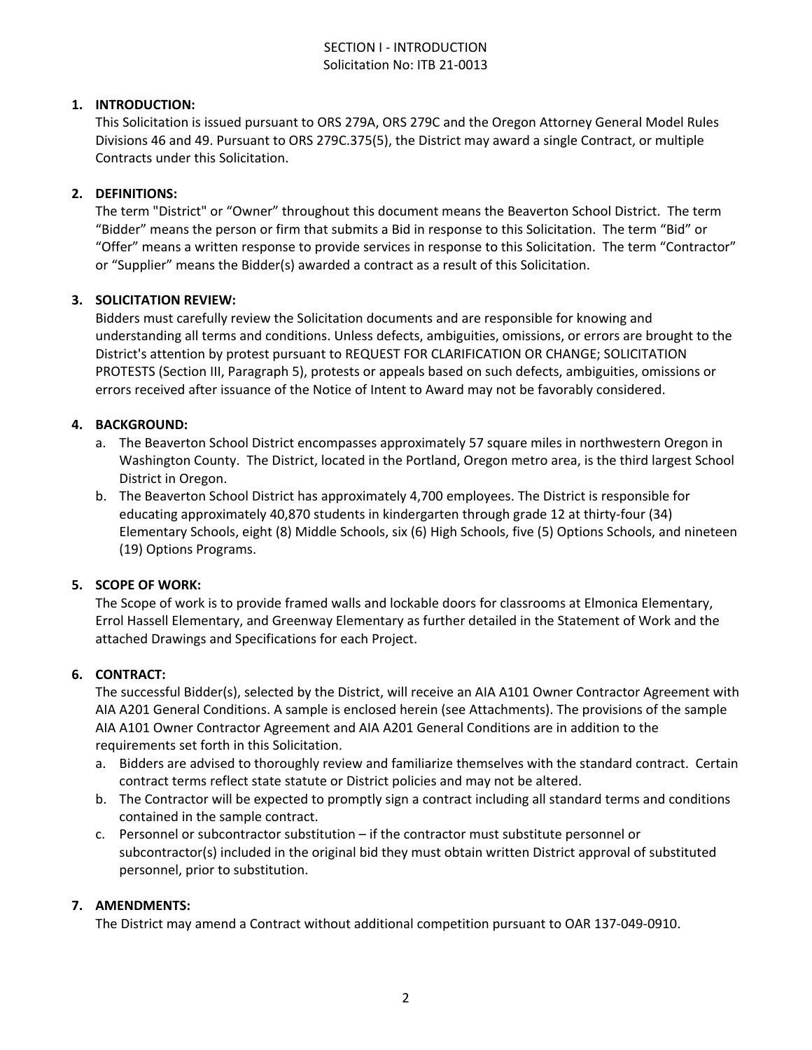# SECTION I - INTRODUCTION

Solicitation No: ITB 21-0013

1. **INTRODUCTION:**
   This Solicitation is issued pursuant to ORS 279A, ORS 279C and the Oregon Attorney General Model Rules Divisions 46 and 49. Pursuant to ORS 279C.375(5), the District may award a single Contract, or multiple Contracts under this Solicitation.

2. **DEFINITIONS:**
   The term "District" or "Owner" throughout this document means the Beaverton School District. The term "Bidder" means the person or firm that submits a Bid in response to this Solicitation. The term "Bid" or "Offer" means a written response to provide services in response to this Solicitation. The term "Contractor" or "Supplier" means the Bidder(s) awarded a contract as a result of this Solicitation.

3. **SOLICITATION REVIEW:**
   Bidders must carefully review the Solicitation documents and are responsible for knowing and understanding all terms and conditions. Unless defects, ambiguities, omissions, or errors are brought to the District's attention by protest pursuant to REQUEST FOR CLARIFICATION OR CHANGE; SOLICITATION PROTESTS (Section III, Paragraph 5), protests or appeals based on such defects, ambiguities, omissions or errors received after issuance of the Notice of Intent to Award may not be favorably considered.

4. **BACKGROUND:**
   a. The Beaverton School District encompasses approximately 57 square miles in northwestern Oregon in Washington County. The District, located in the Portland, Oregon metro area, is the third largest School District in Oregon.
   b. The Beaverton School District has approximately 4,700 employees. The District is responsible for educating approximately 40,870 students in kindergarten through grade 12 at thirty-four (34) Elementary Schools, eight (8) Middle Schools, six (6) High Schools, five (5) Options Schools, and nineteen (19) Options Programs.

5. **SCOPE OF WORK:**
   The Scope of work is to provide framed walls and lockable doors for classrooms at Elmonica Elementary, Errol Hassell Elementary, and Greenway Elementary as further detailed in the Statement of Work and the attached Drawings and Specifications for each Project.

6. **CONTRACT:**
   The successful Bidder(s), selected by the District, will receive an AIA A101 Owner Contractor Agreement with AIA A201 General Conditions. A sample is enclosed herein (see Attachments). The provisions of the sample AIA A101 Owner Contractor Agreement and AIA A201 General Conditions are in addition to the requirements set forth in this Solicitation.
   a. Bidders are advised to thoroughly review and familiarize themselves with the standard contract. Certain contract terms reflect state statute or District policies and may not be altered.
   b. The Contractor will be expected to promptly sign a contract including all standard terms and conditions contained in the sample contract.
   c. Personnel or subcontractor substitution – if the contractor must substitute personnel or subcontractor(s) included in the original bid they must obtain written District approval of substituted personnel, prior to substitution.

7. **AMENDMENTS:**
   The District may amend a Contract without additional competition pursuant to OAR 137-049-0910.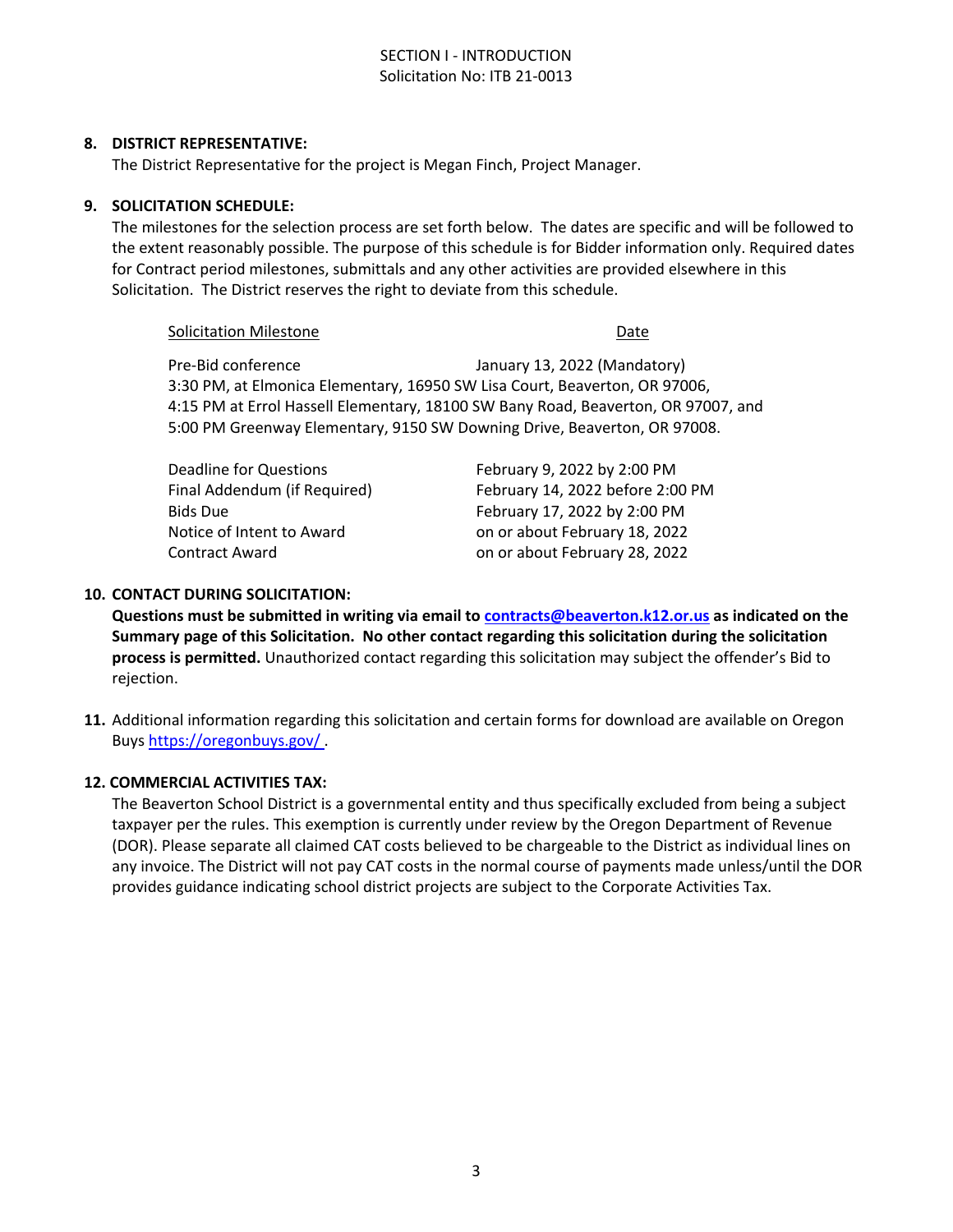SECTION I - INTRODUCTION
Solicitation No: ITB 21-0013

**8. DISTRICT REPRESENTATIVE:**

The District Representative for the project is Megan Finch, Project Manager.

**9. SOLICITATION SCHEDULE:**

The milestones for the selection process are set forth below. The dates are specific and will be followed to the extent reasonably possible. The purpose of this schedule is for Bidder information only. Required dates for Contract period milestones, submittals and any other activities are provided elsewhere in this Solicitation. The District reserves the right to deviate from this schedule.

| Solicitation Milestone | Date |
|---|---|
| Pre-Bid conference | January 13, 2022 (Mandatory) |

3:30 PM, at Elmonica Elementary, 16950 SW Lisa Court, Beaverton, OR 97006,
4:15 PM at Errol Hassell Elementary, 18100 SW Bany Road, Beaverton, OR 97007, and
5:00 PM Greenway Elementary, 9150 SW Downing Drive, Beaverton, OR 97008.

| | |
|---|---|
| Deadline for Questions | February 9, 2022 by 2:00 PM |
| Final Addendum (if Required) | February 14, 2022 before 2:00 PM |
| Bids Due | February 17, 2022 by 2:00 PM |
| Notice of Intent to Award | on or about February 18, 2022 |
| Contract Award | on or about February 28, 2022 |

**10. CONTACT DURING SOLICITATION:**

**Questions must be submitted in writing via email to contracts@beaverton.k12.or.us as indicated on the Summary page of this Solicitation. No other contact regarding this solicitation during the solicitation process is permitted.** Unauthorized contact regarding this solicitation may subject the offender's Bid to rejection.

**11.** Additional information regarding this solicitation and certain forms for download are available on Oregon Buys https://oregonbuys.gov/ .

**12. COMMERCIAL ACTIVITIES TAX:**

The Beaverton School District is a governmental entity and thus specifically excluded from being a subject taxpayer per the rules. This exemption is currently under review by the Oregon Department of Revenue (DOR). Please separate all claimed CAT costs believed to be chargeable to the District as individual lines on any invoice. The District will not pay CAT costs in the normal course of payments made unless/until the DOR provides guidance indicating school district projects are subject to the Corporate Activities Tax.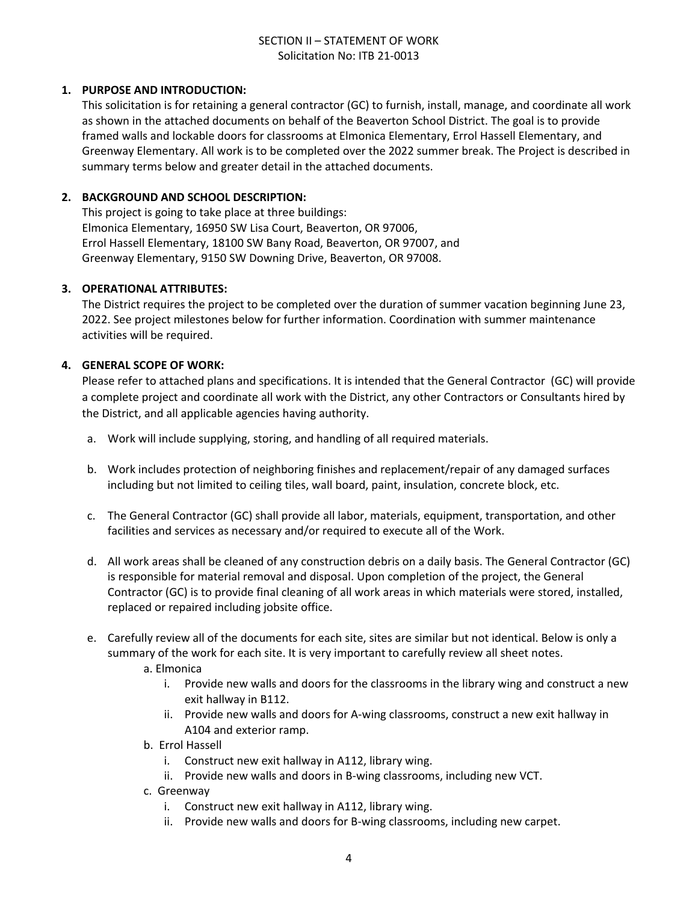# SECTION II – STATEMENT OF WORK

Solicitation No: ITB 21-0013

**1. PURPOSE AND INTRODUCTION:**

This solicitation is for retaining a general contractor (GC) to furnish, install, manage, and coordinate all work as shown in the attached documents on behalf of the Beaverton School District. The goal is to provide framed walls and lockable doors for classrooms at Elmonica Elementary, Errol Hassell Elementary, and Greenway Elementary. All work is to be completed over the 2022 summer break. The Project is described in summary terms below and greater detail in the attached documents.

**2. BACKGROUND AND SCHOOL DESCRIPTION:**

This project is going to take place at three buildings:
Elmonica Elementary, 16950 SW Lisa Court, Beaverton, OR 97006,
Errol Hassell Elementary, 18100 SW Bany Road, Beaverton, OR 97007, and
Greenway Elementary, 9150 SW Downing Drive, Beaverton, OR 97008.

**3. OPERATIONAL ATTRIBUTES:**

The District requires the project to be completed over the duration of summer vacation beginning June 23, 2022. See project milestones below for further information. Coordination with summer maintenance activities will be required.

**4. GENERAL SCOPE OF WORK:**

Please refer to attached plans and specifications. It is intended that the General Contractor (GC) will provide a complete project and coordinate all work with the District, any other Contractors or Consultants hired by the District, and all applicable agencies having authority.

a. Work will include supplying, storing, and handling of all required materials.

b. Work includes protection of neighboring finishes and replacement/repair of any damaged surfaces including but not limited to ceiling tiles, wall board, paint, insulation, concrete block, etc.

c. The General Contractor (GC) shall provide all labor, materials, equipment, transportation, and other facilities and services as necessary and/or required to execute all of the Work.

d. All work areas shall be cleaned of any construction debris on a daily basis. The General Contractor (GC) is responsible for material removal and disposal. Upon completion of the project, the General Contractor (GC) is to provide final cleaning of all work areas in which materials were stored, installed, replaced or repaired including jobsite office.

e. Carefully review all of the documents for each site, sites are similar but not identical. Below is only a summary of the work for each site. It is very important to carefully review all sheet notes.

   a. Elmonica
      i. Provide new walls and doors for the classrooms in the library wing and construct a new exit hallway in B112.
      ii. Provide new walls and doors for A-wing classrooms, construct a new exit hallway in A104 and exterior ramp.

   b. Errol Hassell
      i. Construct new exit hallway in A112, library wing.
      ii. Provide new walls and doors in B-wing classrooms, including new VCT.

   c. Greenway
      i. Construct new exit hallway in A112, library wing.
      ii. Provide new walls and doors for B-wing classrooms, including new carpet.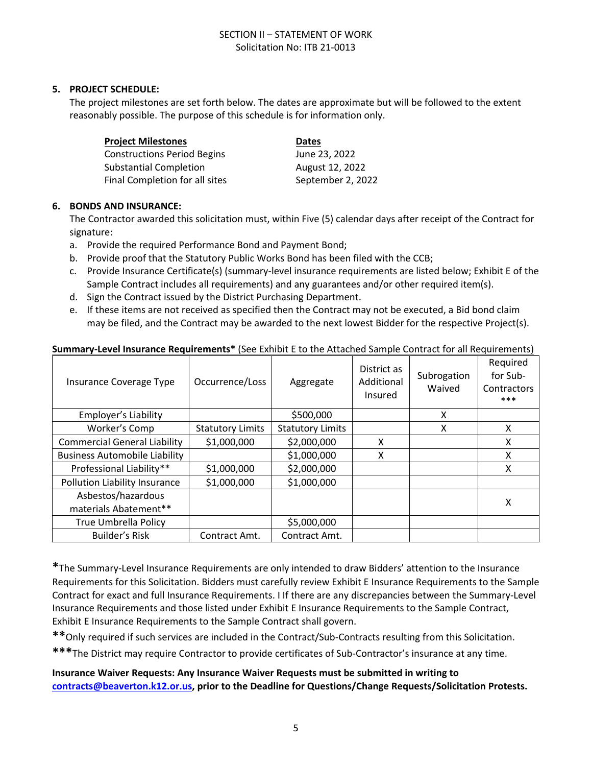SECTION II – STATEMENT OF WORK
Solicitation No: ITB 21-0013

**5. PROJECT SCHEDULE:**

The project milestones are set forth below. The dates are approximate but will be followed to the extent reasonably possible. The purpose of this schedule is for information only.

| **Project Milestones** | **Dates** |
|---|---|
| Constructions Period Begins | June 23, 2022 |
| Substantial Completion | August 12, 2022 |
| Final Completion for all sites | September 2, 2022 |

**6. BONDS AND INSURANCE:**

The Contractor awarded this solicitation must, within Five (5) calendar days after receipt of the Contract for signature:

a. Provide the required Performance Bond and Payment Bond;
b. Provide proof that the Statutory Public Works Bond has been filed with the CCB;
c. Provide Insurance Certificate(s) (summary-level insurance requirements are listed below; Exhibit E of the Sample Contract includes all requirements) and any guarantees and/or other required item(s).
d. Sign the Contract issued by the District Purchasing Department.
e. If these items are not received as specified then the Contract may not be executed, a Bid bond claim may be filed, and the Contract may be awarded to the next lowest Bidder for the respective Project(s).

**Summary-Level Insurance Requirements*** (See Exhibit E to the Attached Sample Contract for all Requirements)

| Insurance Coverage Type | Occurrence/Loss | Aggregate | District as Additional Insured | Subrogation Waived | Required for Sub-Contractors *** |
|---|---|---|---|---|---|
| Employer's Liability | | $500,000 | | X | |
| Worker's Comp | Statutory Limits | Statutory Limits | | X | X |
| Commercial General Liability | $1,000,000 | $2,000,000 | X | | X |
| Business Automobile Liability | | $1,000,000 | X | | X |
| Professional Liability** | $1,000,000 | $2,000,000 | | | X |
| Pollution Liability Insurance | $1,000,000 | $1,000,000 | | | |
| Asbestos/hazardous materials Abatement** | | | | | X |
| True Umbrella Policy | | $5,000,000 | | | |
| Builder's Risk | Contract Amt. | Contract Amt. | | | |

**\***The Summary-Level Insurance Requirements are only intended to draw Bidders' attention to the Insurance Requirements for this Solicitation. Bidders must carefully review Exhibit E Insurance Requirements to the Sample Contract for exact and full Insurance Requirements. I If there are any discrepancies between the Summary-Level Insurance Requirements and those listed under Exhibit E Insurance Requirements to the Sample Contract, Exhibit E Insurance Requirements to the Sample Contract shall govern.

**\*\***Only required if such services are included in the Contract/Sub-Contracts resulting from this Solicitation.

**\*\*\***The District may require Contractor to provide certificates of Sub-Contractor's insurance at any time.

**Insurance Waiver Requests: Any Insurance Waiver Requests must be submitted in writing to contracts@beaverton.k12.or.us, prior to the Deadline for Questions/Change Requests/Solicitation Protests.**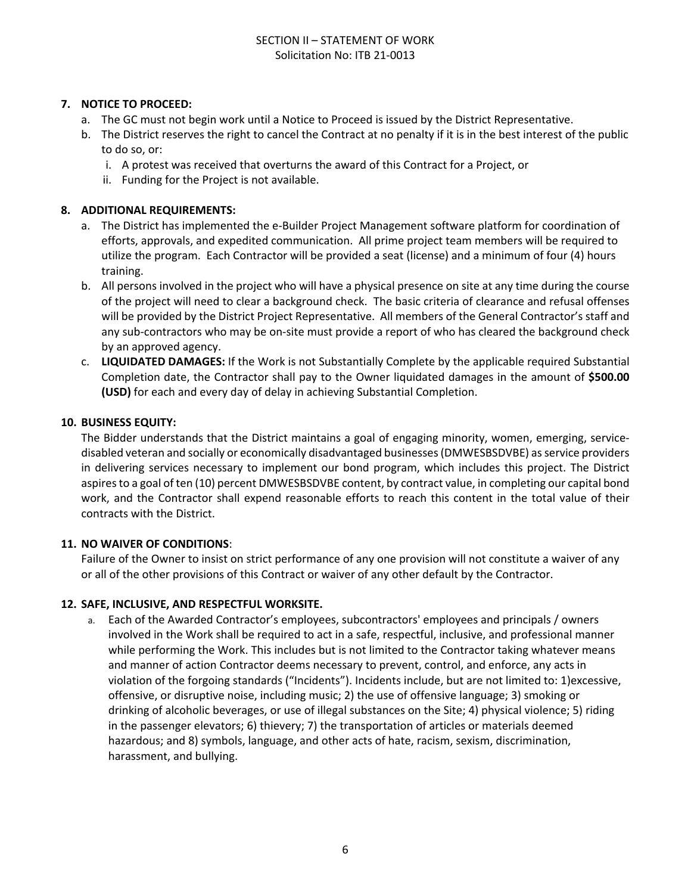**7. NOTICE TO PROCEED:**

a. The GC must not begin work until a Notice to Proceed is issued by the District Representative.

b. The District reserves the right to cancel the Contract at no penalty if it is in the best interest of the public to do so, or:

   i. A protest was received that overturns the award of this Contract for a Project, or

   ii. Funding for the Project is not available.

**8. ADDITIONAL REQUIREMENTS:**

a. The District has implemented the e-Builder Project Management software platform for coordination of efforts, approvals, and expedited communication. All prime project team members will be required to utilize the program. Each Contractor will be provided a seat (license) and a minimum of four (4) hours training.

b. All persons involved in the project who will have a physical presence on site at any time during the course of the project will need to clear a background check. The basic criteria of clearance and refusal offenses will be provided by the District Project Representative. All members of the General Contractor's staff and any sub-contractors who may be on-site must provide a report of who has cleared the background check by an approved agency.

c. **LIQUIDATED DAMAGES:** If the Work is not Substantially Complete by the applicable required Substantial Completion date, the Contractor shall pay to the Owner liquidated damages in the amount of **$500.00 (USD)** for each and every day of delay in achieving Substantial Completion.

**10. BUSINESS EQUITY:**

The Bidder understands that the District maintains a goal of engaging minority, women, emerging, service-disabled veteran and socially or economically disadvantaged businesses (DMWESBSDVBE) as service providers in delivering services necessary to implement our bond program, which includes this project. The District aspires to a goal of ten (10) percent DMWESBSDVBE content, by contract value, in completing our capital bond work, and the Contractor shall expend reasonable efforts to reach this content in the total value of their contracts with the District.

**11. NO WAIVER OF CONDITIONS**:

Failure of the Owner to insist on strict performance of any one provision will not constitute a waiver of any or all of the other provisions of this Contract or waiver of any other default by the Contractor.

**12. SAFE, INCLUSIVE, AND RESPECTFUL WORKSITE.**

a. Each of the Awarded Contractor's employees, subcontractors' employees and principals / owners involved in the Work shall be required to act in a safe, respectful, inclusive, and professional manner while performing the Work. This includes but is not limited to the Contractor taking whatever means and manner of action Contractor deems necessary to prevent, control, and enforce, any acts in violation of the forgoing standards ("Incidents"). Incidents include, but are not limited to: 1)excessive, offensive, or disruptive noise, including music; 2) the use of offensive language; 3) smoking or drinking of alcoholic beverages, or use of illegal substances on the Site; 4) physical violence; 5) riding in the passenger elevators; 6) thievery; 7) the transportation of articles or materials deemed hazardous; and 8) symbols, language, and other acts of hate, racism, sexism, discrimination, harassment, and bullying.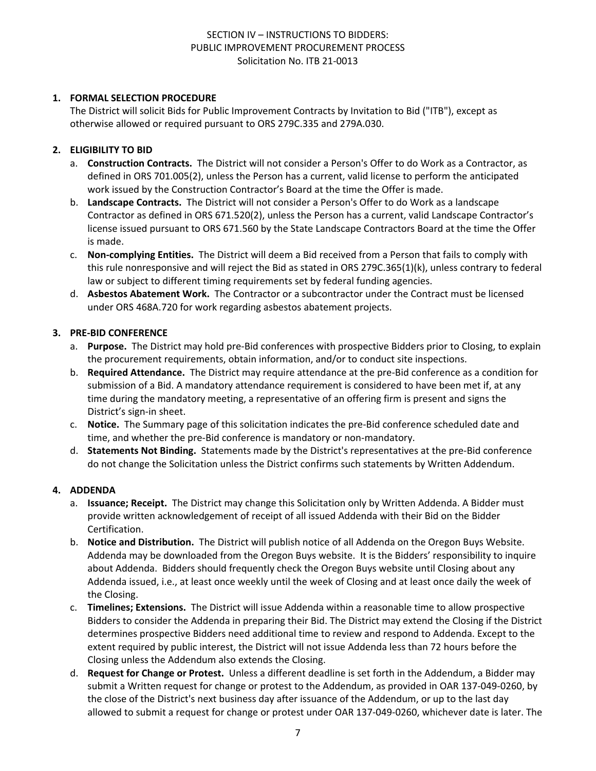SECTION IV – INSTRUCTIONS TO BIDDERS:
PUBLIC IMPROVEMENT PROCUREMENT PROCESS
Solicitation No. ITB 21-0013

1. **FORMAL SELECTION PROCEDURE**
   The District will solicit Bids for Public Improvement Contracts by Invitation to Bid ("ITB"), except as otherwise allowed or required pursuant to ORS 279C.335 and 279A.030.

2. **ELIGIBILITY TO BID**
   a. **Construction Contracts.** The District will not consider a Person's Offer to do Work as a Contractor, as defined in ORS 701.005(2), unless the Person has a current, valid license to perform the anticipated work issued by the Construction Contractor's Board at the time the Offer is made.
   b. **Landscape Contracts.** The District will not consider a Person's Offer to do Work as a landscape Contractor as defined in ORS 671.520(2), unless the Person has a current, valid Landscape Contractor's license issued pursuant to ORS 671.560 by the State Landscape Contractors Board at the time the Offer is made.
   c. **Non-complying Entities.** The District will deem a Bid received from a Person that fails to comply with this rule nonresponsive and will reject the Bid as stated in ORS 279C.365(1)(k), unless contrary to federal law or subject to different timing requirements set by federal funding agencies.
   d. **Asbestos Abatement Work.** The Contractor or a subcontractor under the Contract must be licensed under ORS 468A.720 for work regarding asbestos abatement projects.

3. **PRE-BID CONFERENCE**
   a. **Purpose.** The District may hold pre-Bid conferences with prospective Bidders prior to Closing, to explain the procurement requirements, obtain information, and/or to conduct site inspections.
   b. **Required Attendance.** The District may require attendance at the pre-Bid conference as a condition for submission of a Bid. A mandatory attendance requirement is considered to have been met if, at any time during the mandatory meeting, a representative of an offering firm is present and signs the District's sign-in sheet.
   c. **Notice.** The Summary page of this solicitation indicates the pre-Bid conference scheduled date and time, and whether the pre-Bid conference is mandatory or non-mandatory.
   d. **Statements Not Binding.** Statements made by the District's representatives at the pre-Bid conference do not change the Solicitation unless the District confirms such statements by Written Addendum.

4. **ADDENDA**
   a. **Issuance; Receipt.** The District may change this Solicitation only by Written Addenda. A Bidder must provide written acknowledgement of receipt of all issued Addenda with their Bid on the Bidder Certification.
   b. **Notice and Distribution.** The District will publish notice of all Addenda on the Oregon Buys Website. Addenda may be downloaded from the Oregon Buys website. It is the Bidders' responsibility to inquire about Addenda. Bidders should frequently check the Oregon Buys website until Closing about any Addenda issued, i.e., at least once weekly until the week of Closing and at least once daily the week of the Closing.
   c. **Timelines; Extensions.** The District will issue Addenda within a reasonable time to allow prospective Bidders to consider the Addenda in preparing their Bid. The District may extend the Closing if the District determines prospective Bidders need additional time to review and respond to Addenda. Except to the extent required by public interest, the District will not issue Addenda less than 72 hours before the Closing unless the Addendum also extends the Closing.
   d. **Request for Change or Protest.** Unless a different deadline is set forth in the Addendum, a Bidder may submit a Written request for change or protest to the Addendum, as provided in OAR 137-049-0260, by the close of the District's next business day after issuance of the Addendum, or up to the last day allowed to submit a request for change or protest under OAR 137-049-0260, whichever date is later. The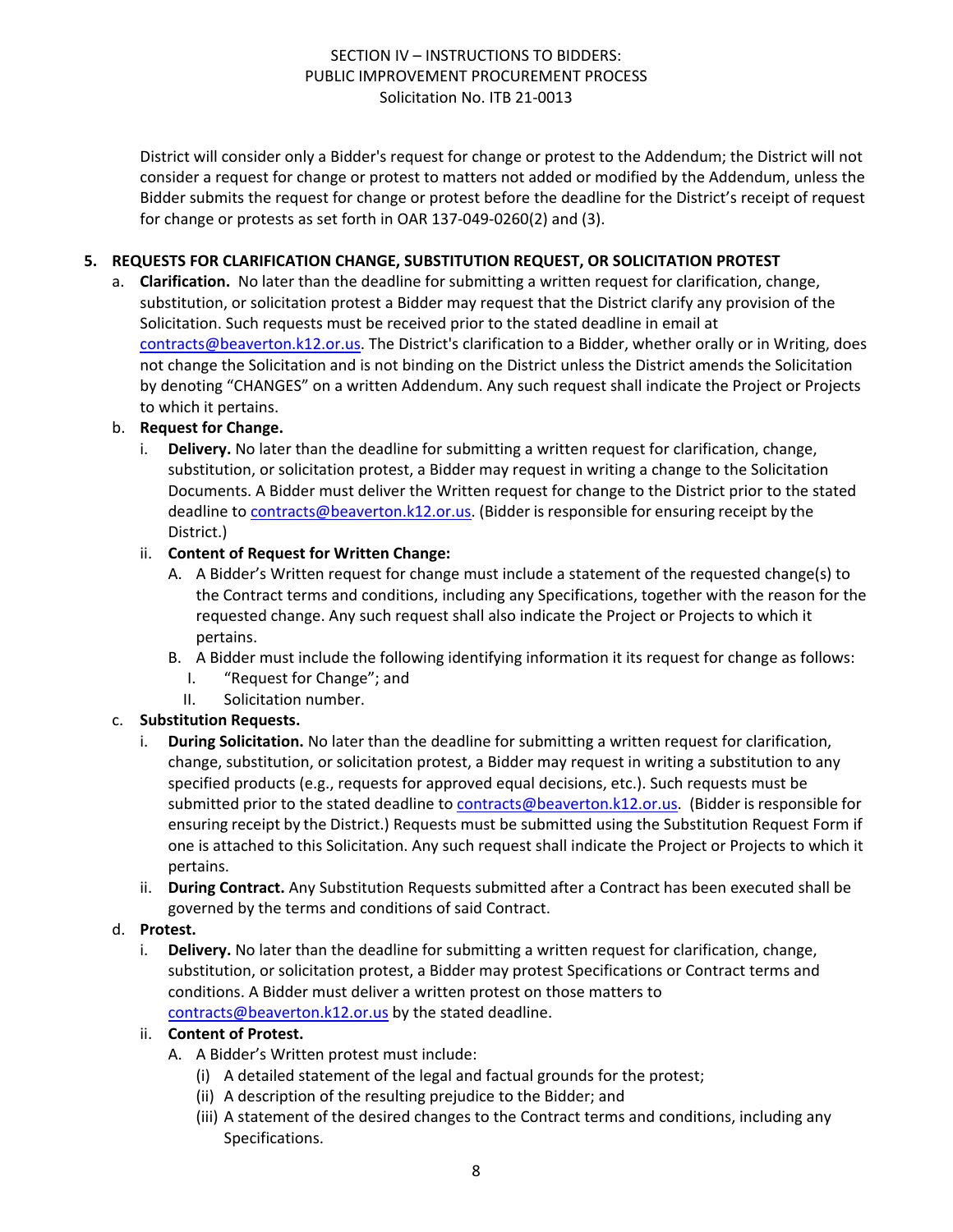District will consider only a Bidder's request for change or protest to the Addendum; the District will not consider a request for change or protest to matters not added or modified by the Addendum, unless the Bidder submits the request for change or protest before the deadline for the District's receipt of request for change or protests as set forth in OAR 137-049-0260(2) and (3).

**5. REQUESTS FOR CLARIFICATION CHANGE, SUBSTITUTION REQUEST, OR SOLICITATION PROTEST**

a. **Clarification.** No later than the deadline for submitting a written request for clarification, change, substitution, or solicitation protest a Bidder may request that the District clarify any provision of the Solicitation. Such requests must be received prior to the stated deadline in email at contracts@beaverton.k12.or.us. The District's clarification to a Bidder, whether orally or in Writing, does not change the Solicitation and is not binding on the District unless the District amends the Solicitation by denoting "CHANGES" on a written Addendum. Any such request shall indicate the Project or Projects to which it pertains.

b. **Request for Change.**

   i. **Delivery.** No later than the deadline for submitting a written request for clarification, change, substitution, or solicitation protest, a Bidder may request in writing a change to the Solicitation Documents. A Bidder must deliver the Written request for change to the District prior to the stated deadline to contracts@beaverton.k12.or.us. (Bidder is responsible for ensuring receipt by the District.)

   ii. **Content of Request for Written Change:**

      A. A Bidder's Written request for change must include a statement of the requested change(s) to the Contract terms and conditions, including any Specifications, together with the reason for the requested change. Any such request shall also indicate the Project or Projects to which it pertains.

      B. A Bidder must include the following identifying information it its request for change as follows:

         I. "Request for Change"; and

         II. Solicitation number.

c. **Substitution Requests.**

   i. **During Solicitation.** No later than the deadline for submitting a written request for clarification, change, substitution, or solicitation protest, a Bidder may request in writing a substitution to any specified products (e.g., requests for approved equal decisions, etc.). Such requests must be submitted prior to the stated deadline to contracts@beaverton.k12.or.us. (Bidder is responsible for ensuring receipt by the District.) Requests must be submitted using the Substitution Request Form if one is attached to this Solicitation. Any such request shall indicate the Project or Projects to which it pertains.

   ii. **During Contract.** Any Substitution Requests submitted after a Contract has been executed shall be governed by the terms and conditions of said Contract.

d. **Protest.**

   i. **Delivery.** No later than the deadline for submitting a written request for clarification, change, substitution, or solicitation protest, a Bidder may protest Specifications or Contract terms and conditions. A Bidder must deliver a written protest on those matters to contracts@beaverton.k12.or.us by the stated deadline.

   ii. **Content of Protest.**

      A. A Bidder's Written protest must include:

         (i) A detailed statement of the legal and factual grounds for the protest;

         (ii) A description of the resulting prejudice to the Bidder; and

         (iii) A statement of the desired changes to the Contract terms and conditions, including any Specifications.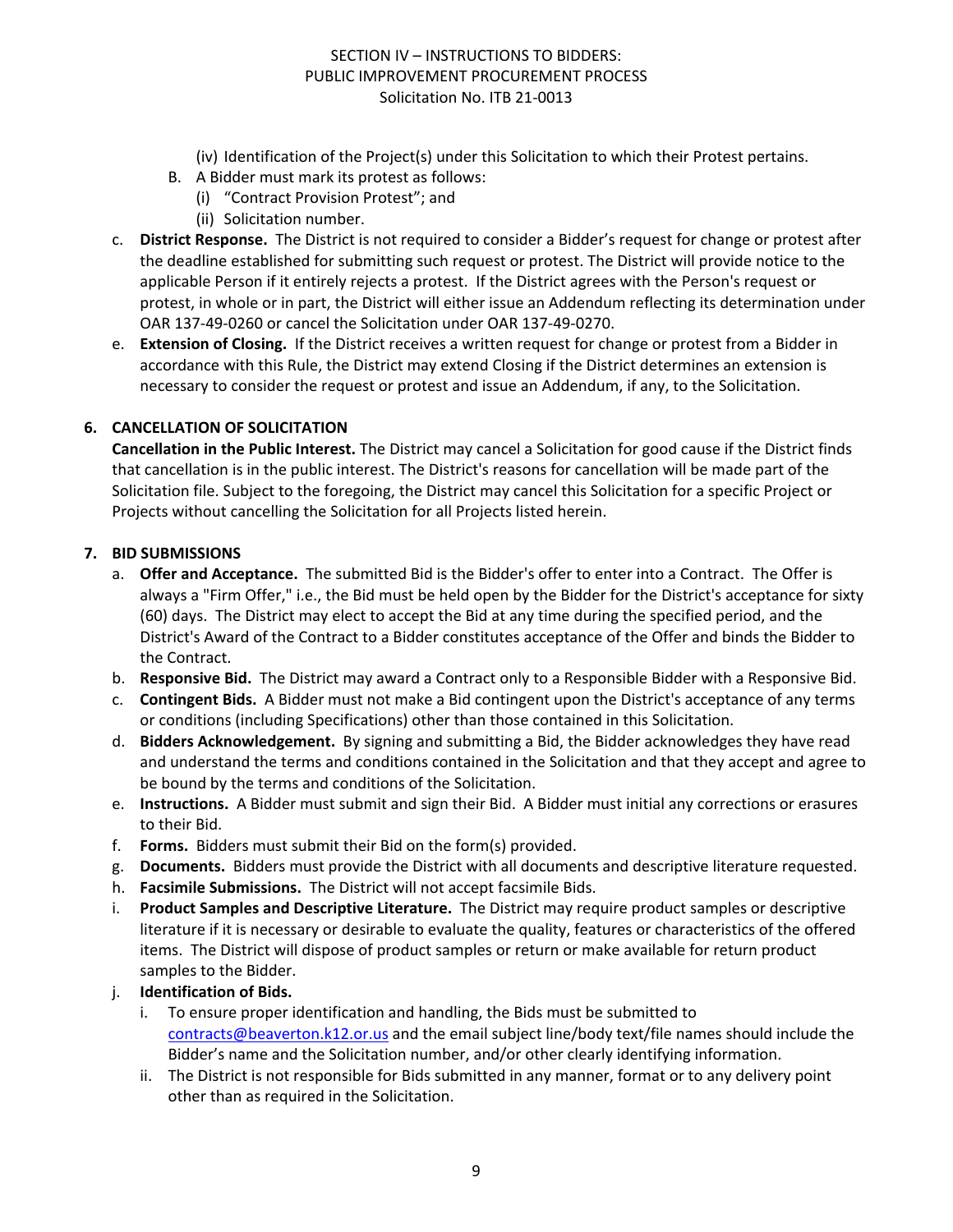(iv) Identification of the Project(s) under this Solicitation to which their Protest pertains.

B. A Bidder must mark its protest as follows:
   (i) "Contract Provision Protest"; and
   (ii) Solicitation number.

c. **District Response.** The District is not required to consider a Bidder's request for change or protest after the deadline established for submitting such request or protest. The District will provide notice to the applicable Person if it entirely rejects a protest. If the District agrees with the Person's request or protest, in whole or in part, the District will either issue an Addendum reflecting its determination under OAR 137-49-0260 or cancel the Solicitation under OAR 137-49-0270.

e. **Extension of Closing.** If the District receives a written request for change or protest from a Bidder in accordance with this Rule, the District may extend Closing if the District determines an extension is necessary to consider the request or protest and issue an Addendum, if any, to the Solicitation.

**6. CANCELLATION OF SOLICITATION**

**Cancellation in the Public Interest.** The District may cancel a Solicitation for good cause if the District finds that cancellation is in the public interest. The District's reasons for cancellation will be made part of the Solicitation file. Subject to the foregoing, the District may cancel this Solicitation for a specific Project or Projects without cancelling the Solicitation for all Projects listed herein.

**7. BID SUBMISSIONS**

a. **Offer and Acceptance.** The submitted Bid is the Bidder's offer to enter into a Contract. The Offer is always a "Firm Offer," i.e., the Bid must be held open by the Bidder for the District's acceptance for sixty (60) days. The District may elect to accept the Bid at any time during the specified period, and the District's Award of the Contract to a Bidder constitutes acceptance of the Offer and binds the Bidder to the Contract.

b. **Responsive Bid.** The District may award a Contract only to a Responsible Bidder with a Responsive Bid.

c. **Contingent Bids.** A Bidder must not make a Bid contingent upon the District's acceptance of any terms or conditions (including Specifications) other than those contained in this Solicitation.

d. **Bidders Acknowledgement.** By signing and submitting a Bid, the Bidder acknowledges they have read and understand the terms and conditions contained in the Solicitation and that they accept and agree to be bound by the terms and conditions of the Solicitation.

e. **Instructions.** A Bidder must submit and sign their Bid. A Bidder must initial any corrections or erasures to their Bid.

f. **Forms.** Bidders must submit their Bid on the form(s) provided.

g. **Documents.** Bidders must provide the District with all documents and descriptive literature requested.

h. **Facsimile Submissions.** The District will not accept facsimile Bids.

i. **Product Samples and Descriptive Literature.** The District may require product samples or descriptive literature if it is necessary or desirable to evaluate the quality, features or characteristics of the offered items. The District will dispose of product samples or return or make available for return product samples to the Bidder.

j. **Identification of Bids.**
   i. To ensure proper identification and handling, the Bids must be submitted to contracts@beaverton.k12.or.us and the email subject line/body text/file names should include the Bidder's name and the Solicitation number, and/or other clearly identifying information.
   ii. The District is not responsible for Bids submitted in any manner, format or to any delivery point other than as required in the Solicitation.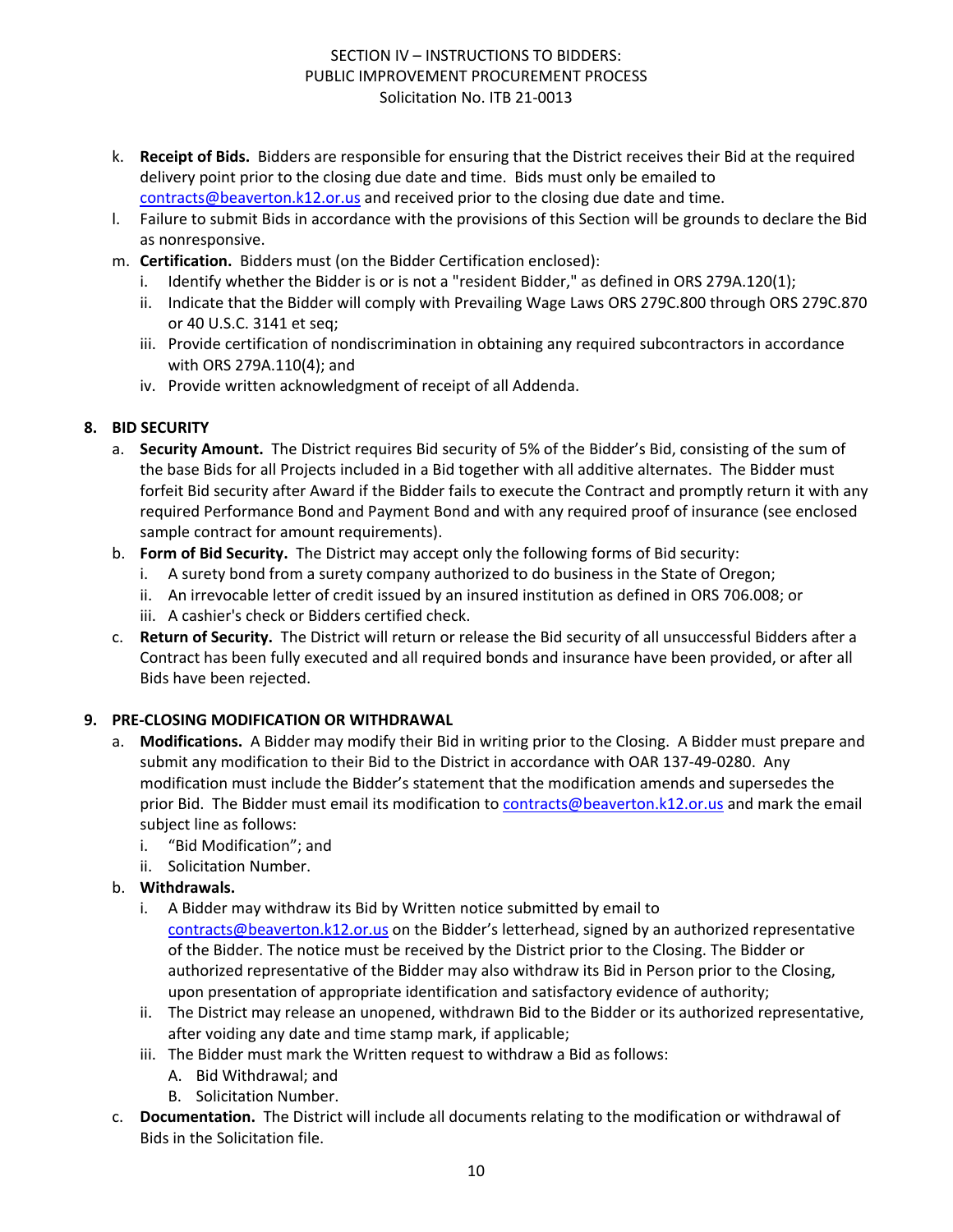k. **Receipt of Bids.** Bidders are responsible for ensuring that the District receives their Bid at the required delivery point prior to the closing due date and time. Bids must only be emailed to contracts@beaverton.k12.or.us and received prior to the closing due date and time.

l. Failure to submit Bids in accordance with the provisions of this Section will be grounds to declare the Bid as nonresponsive.

m. **Certification.** Bidders must (on the Bidder Certification enclosed):
   i. Identify whether the Bidder is or is not a "resident Bidder," as defined in ORS 279A.120(1);
   ii. Indicate that the Bidder will comply with Prevailing Wage Laws ORS 279C.800 through ORS 279C.870 or 40 U.S.C. 3141 et seq;
   iii. Provide certification of nondiscrimination in obtaining any required subcontractors in accordance with ORS 279A.110(4); and
   iv. Provide written acknowledgment of receipt of all Addenda.

## 8. BID SECURITY

a. **Security Amount.** The District requires Bid security of 5% of the Bidder's Bid, consisting of the sum of the base Bids for all Projects included in a Bid together with all additive alternates. The Bidder must forfeit Bid security after Award if the Bidder fails to execute the Contract and promptly return it with any required Performance Bond and Payment Bond and with any required proof of insurance (see enclosed sample contract for amount requirements).

b. **Form of Bid Security.** The District may accept only the following forms of Bid security:
   i. A surety bond from a surety company authorized to do business in the State of Oregon;
   ii. An irrevocable letter of credit issued by an insured institution as defined in ORS 706.008; or
   iii. A cashier's check or Bidders certified check.

c. **Return of Security.** The District will return or release the Bid security of all unsuccessful Bidders after a Contract has been fully executed and all required bonds and insurance have been provided, or after all Bids have been rejected.

## 9. PRE-CLOSING MODIFICATION OR WITHDRAWAL

a. **Modifications.** A Bidder may modify their Bid in writing prior to the Closing. A Bidder must prepare and submit any modification to their Bid to the District in accordance with OAR 137-49-0280. Any modification must include the Bidder's statement that the modification amends and supersedes the prior Bid. The Bidder must email its modification to contracts@beaverton.k12.or.us and mark the email subject line as follows:
   i. "Bid Modification"; and
   ii. Solicitation Number.

b. **Withdrawals.**
   i. A Bidder may withdraw its Bid by Written notice submitted by email to contracts@beaverton.k12.or.us on the Bidder's letterhead, signed by an authorized representative of the Bidder. The notice must be received by the District prior to the Closing. The Bidder or authorized representative of the Bidder may also withdraw its Bid in Person prior to the Closing, upon presentation of appropriate identification and satisfactory evidence of authority;
   ii. The District may release an unopened, withdrawn Bid to the Bidder or its authorized representative, after voiding any date and time stamp mark, if applicable;
   iii. The Bidder must mark the Written request to withdraw a Bid as follows:
      A. Bid Withdrawal; and
      B. Solicitation Number.

c. **Documentation.** The District will include all documents relating to the modification or withdrawal of Bids in the Solicitation file.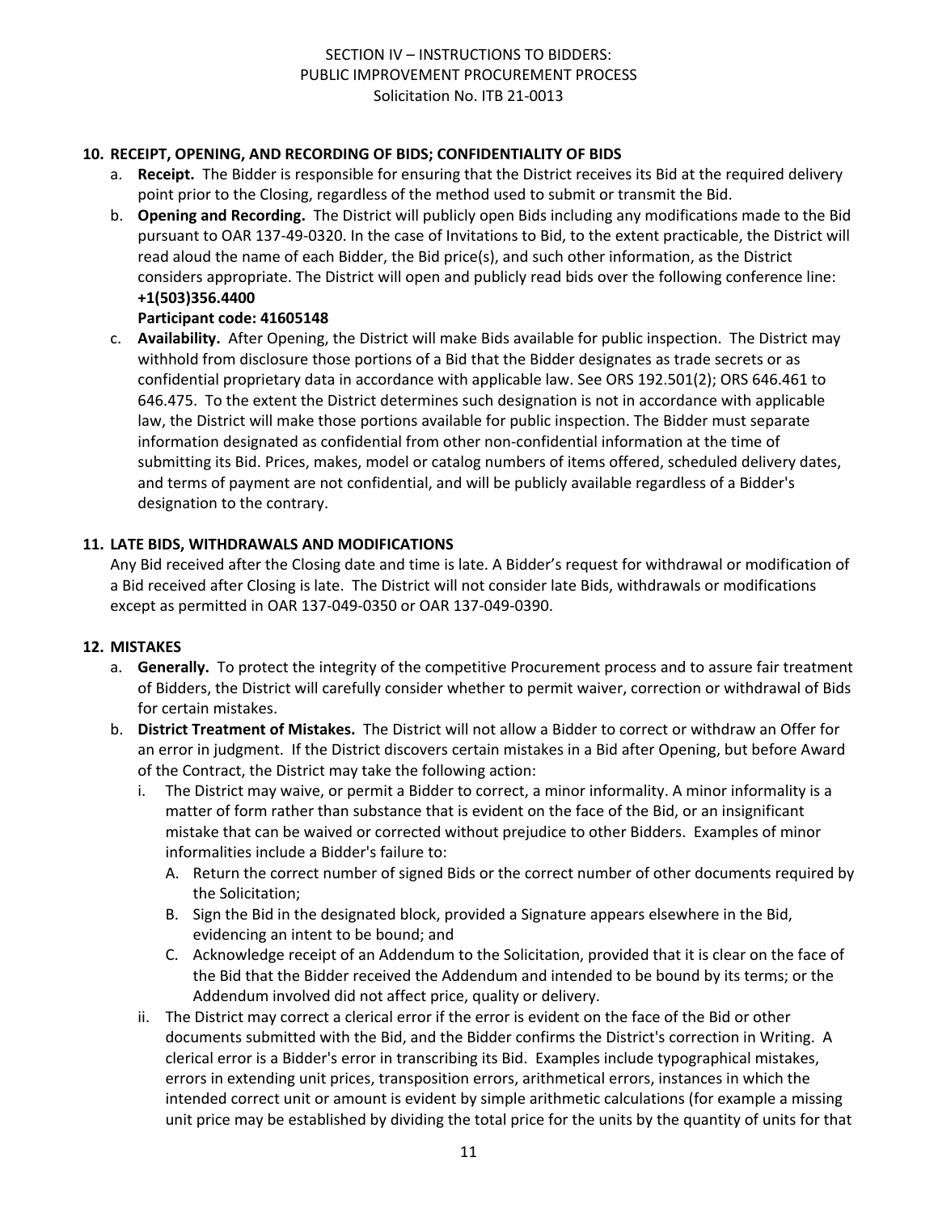**10. RECEIPT, OPENING, AND RECORDING OF BIDS; CONFIDENTIALITY OF BIDS**

a. **Receipt.** The Bidder is responsible for ensuring that the District receives its Bid at the required delivery point prior to the Closing, regardless of the method used to submit or transmit the Bid.

b. **Opening and Recording.** The District will publicly open Bids including any modifications made to the Bid pursuant to OAR 137-49-0320. In the case of Invitations to Bid, to the extent practicable, the District will read aloud the name of each Bidder, the Bid price(s), and such other information, as the District considers appropriate. The District will open and publicly read bids over the following conference line:
**+1(503)356.4400**
**Participant code: 41605148**

c. **Availability.** After Opening, the District will make Bids available for public inspection. The District may withhold from disclosure those portions of a Bid that the Bidder designates as trade secrets or as confidential proprietary data in accordance with applicable law. See ORS 192.501(2); ORS 646.461 to 646.475. To the extent the District determines such designation is not in accordance with applicable law, the District will make those portions available for public inspection. The Bidder must separate information designated as confidential from other non-confidential information at the time of submitting its Bid. Prices, makes, model or catalog numbers of items offered, scheduled delivery dates, and terms of payment are not confidential, and will be publicly available regardless of a Bidder's designation to the contrary.

**11. LATE BIDS, WITHDRAWALS AND MODIFICATIONS**

Any Bid received after the Closing date and time is late. A Bidder's request for withdrawal or modification of a Bid received after Closing is late. The District will not consider late Bids, withdrawals or modifications except as permitted in OAR 137-049-0350 or OAR 137-049-0390.

**12. MISTAKES**

a. **Generally.** To protect the integrity of the competitive Procurement process and to assure fair treatment of Bidders, the District will carefully consider whether to permit waiver, correction or withdrawal of Bids for certain mistakes.

b. **District Treatment of Mistakes.** The District will not allow a Bidder to correct or withdraw an Offer for an error in judgment. If the District discovers certain mistakes in a Bid after Opening, but before Award of the Contract, the District may take the following action:

   i. The District may waive, or permit a Bidder to correct, a minor informality. A minor informality is a matter of form rather than substance that is evident on the face of the Bid, or an insignificant mistake that can be waived or corrected without prejudice to other Bidders. Examples of minor informalities include a Bidder's failure to:

      A. Return the correct number of signed Bids or the correct number of other documents required by the Solicitation;

      B. Sign the Bid in the designated block, provided a Signature appears elsewhere in the Bid, evidencing an intent to be bound; and

      C. Acknowledge receipt of an Addendum to the Solicitation, provided that it is clear on the face of the Bid that the Bidder received the Addendum and intended to be bound by its terms; or the Addendum involved did not affect price, quality or delivery.

   ii. The District may correct a clerical error if the error is evident on the face of the Bid or other documents submitted with the Bid, and the Bidder confirms the District's correction in Writing. A clerical error is a Bidder's error in transcribing its Bid. Examples include typographical mistakes, errors in extending unit prices, transposition errors, arithmetical errors, instances in which the intended correct unit or amount is evident by simple arithmetic calculations (for example a missing unit price may be established by dividing the total price for the units by the quantity of units for that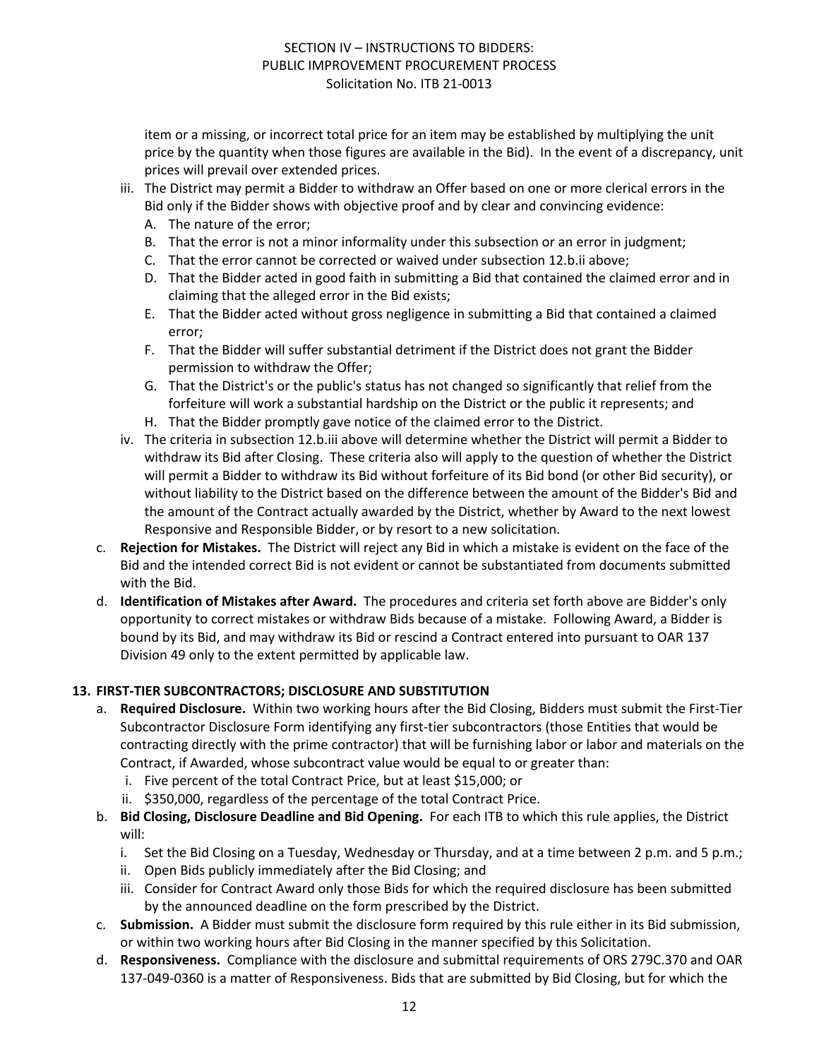item or a missing, or incorrect total price for an item may be established by multiplying the unit price by the quantity when those figures are available in the Bid). In the event of a discrepancy, unit prices will prevail over extended prices.

iii. The District may permit a Bidder to withdraw an Offer based on one or more clerical errors in the Bid only if the Bidder shows with objective proof and by clear and convincing evidence:
   A. The nature of the error;
   B. That the error is not a minor informality under this subsection or an error in judgment;
   C. That the error cannot be corrected or waived under subsection 12.b.ii above;
   D. That the Bidder acted in good faith in submitting a Bid that contained the claimed error and in claiming that the alleged error in the Bid exists;
   E. That the Bidder acted without gross negligence in submitting a Bid that contained a claimed error;
   F. That the Bidder will suffer substantial detriment if the District does not grant the Bidder permission to withdraw the Offer;
   G. That the District's or the public's status has not changed so significantly that relief from the forfeiture will work a substantial hardship on the District or the public it represents; and
   H. That the Bidder promptly gave notice of the claimed error to the District.

iv. The criteria in subsection 12.b.iii above will determine whether the District will permit a Bidder to withdraw its Bid after Closing. These criteria also will apply to the question of whether the District will permit a Bidder to withdraw its Bid without forfeiture of its Bid bond (or other Bid security), or without liability to the District based on the difference between the amount of the Bidder's Bid and the amount of the Contract actually awarded by the District, whether by Award to the next lowest Responsive and Responsible Bidder, or by resort to a new solicitation.

c. **Rejection for Mistakes.** The District will reject any Bid in which a mistake is evident on the face of the Bid and the intended correct Bid is not evident or cannot be substantiated from documents submitted with the Bid.

d. **Identification of Mistakes after Award.** The procedures and criteria set forth above are Bidder's only opportunity to correct mistakes or withdraw Bids because of a mistake. Following Award, a Bidder is bound by its Bid, and may withdraw its Bid or rescind a Contract entered into pursuant to OAR 137 Division 49 only to the extent permitted by applicable law.

**13. FIRST-TIER SUBCONTRACTORS; DISCLOSURE AND SUBSTITUTION**

a. **Required Disclosure.** Within two working hours after the Bid Closing, Bidders must submit the First-Tier Subcontractor Disclosure Form identifying any first-tier subcontractors (those Entities that would be contracting directly with the prime contractor) that will be furnishing labor or labor and materials on the Contract, if Awarded, whose subcontract value would be equal to or greater than:
   i. Five percent of the total Contract Price, but at least $15,000; or
   ii. $350,000, regardless of the percentage of the total Contract Price.

b. **Bid Closing, Disclosure Deadline and Bid Opening.** For each ITB to which this rule applies, the District will:
   i. Set the Bid Closing on a Tuesday, Wednesday or Thursday, and at a time between 2 p.m. and 5 p.m.;
   ii. Open Bids publicly immediately after the Bid Closing; and
   iii. Consider for Contract Award only those Bids for which the required disclosure has been submitted by the announced deadline on the form prescribed by the District.

c. **Submission.** A Bidder must submit the disclosure form required by this rule either in its Bid submission, or within two working hours after Bid Closing in the manner specified by this Solicitation.

d. **Responsiveness.** Compliance with the disclosure and submittal requirements of ORS 279C.370 and OAR 137-049-0360 is a matter of Responsiveness. Bids that are submitted by Bid Closing, but for which the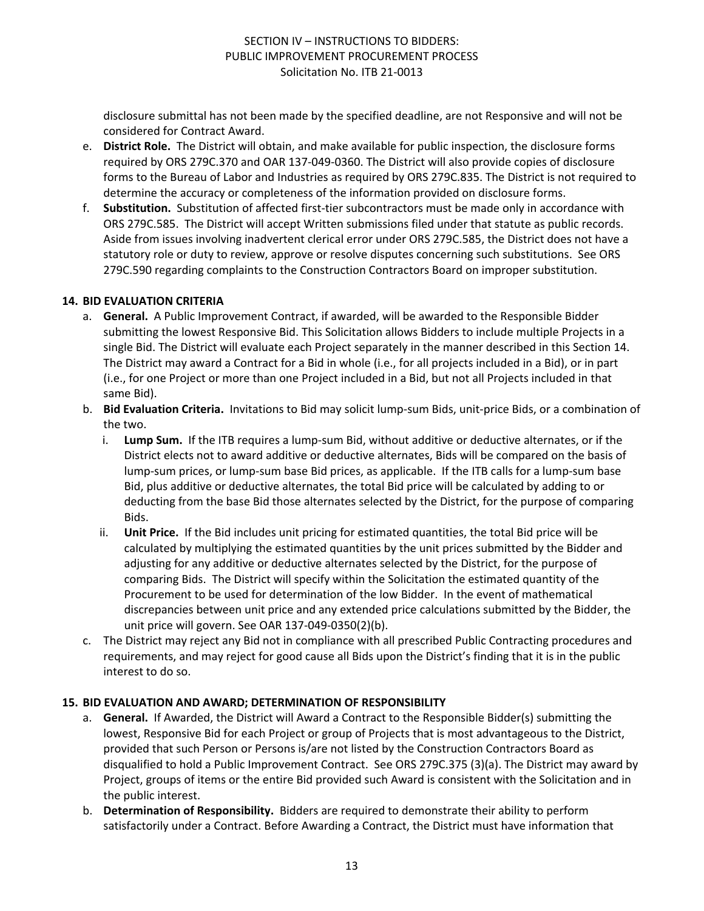disclosure submittal has not been made by the specified deadline, are not Responsive and will not be considered for Contract Award.

e. **District Role.** The District will obtain, and make available for public inspection, the disclosure forms required by ORS 279C.370 and OAR 137-049-0360. The District will also provide copies of disclosure forms to the Bureau of Labor and Industries as required by ORS 279C.835. The District is not required to determine the accuracy or completeness of the information provided on disclosure forms.

f. **Substitution.** Substitution of affected first-tier subcontractors must be made only in accordance with ORS 279C.585. The District will accept Written submissions filed under that statute as public records. Aside from issues involving inadvertent clerical error under ORS 279C.585, the District does not have a statutory role or duty to review, approve or resolve disputes concerning such substitutions. See ORS 279C.590 regarding complaints to the Construction Contractors Board on improper substitution.

## 14. BID EVALUATION CRITERIA

a. **General.** A Public Improvement Contract, if awarded, will be awarded to the Responsible Bidder submitting the lowest Responsive Bid. This Solicitation allows Bidders to include multiple Projects in a single Bid. The District will evaluate each Project separately in the manner described in this Section 14. The District may award a Contract for a Bid in whole (i.e., for all projects included in a Bid), or in part (i.e., for one Project or more than one Project included in a Bid, but not all Projects included in that same Bid).

b. **Bid Evaluation Criteria.** Invitations to Bid may solicit lump-sum Bids, unit-price Bids, or a combination of the two.

   i. **Lump Sum.** If the ITB requires a lump-sum Bid, without additive or deductive alternates, or if the District elects not to award additive or deductive alternates, Bids will be compared on the basis of lump-sum prices, or lump-sum base Bid prices, as applicable. If the ITB calls for a lump-sum base Bid, plus additive or deductive alternates, the total Bid price will be calculated by adding to or deducting from the base Bid those alternates selected by the District, for the purpose of comparing Bids.

   ii. **Unit Price.** If the Bid includes unit pricing for estimated quantities, the total Bid price will be calculated by multiplying the estimated quantities by the unit prices submitted by the Bidder and adjusting for any additive or deductive alternates selected by the District, for the purpose of comparing Bids. The District will specify within the Solicitation the estimated quantity of the Procurement to be used for determination of the low Bidder. In the event of mathematical discrepancies between unit price and any extended price calculations submitted by the Bidder, the unit price will govern. See OAR 137-049-0350(2)(b).

c. The District may reject any Bid not in compliance with all prescribed Public Contracting procedures and requirements, and may reject for good cause all Bids upon the District's finding that it is in the public interest to do so.

## 15. BID EVALUATION AND AWARD; DETERMINATION OF RESPONSIBILITY

a. **General.** If Awarded, the District will Award a Contract to the Responsible Bidder(s) submitting the lowest, Responsive Bid for each Project or group of Projects that is most advantageous to the District, provided that such Person or Persons is/are not listed by the Construction Contractors Board as disqualified to hold a Public Improvement Contract. See ORS 279C.375 (3)(a). The District may award by Project, groups of items or the entire Bid provided such Award is consistent with the Solicitation and in the public interest.

b. **Determination of Responsibility.** Bidders are required to demonstrate their ability to perform satisfactorily under a Contract. Before Awarding a Contract, the District must have information that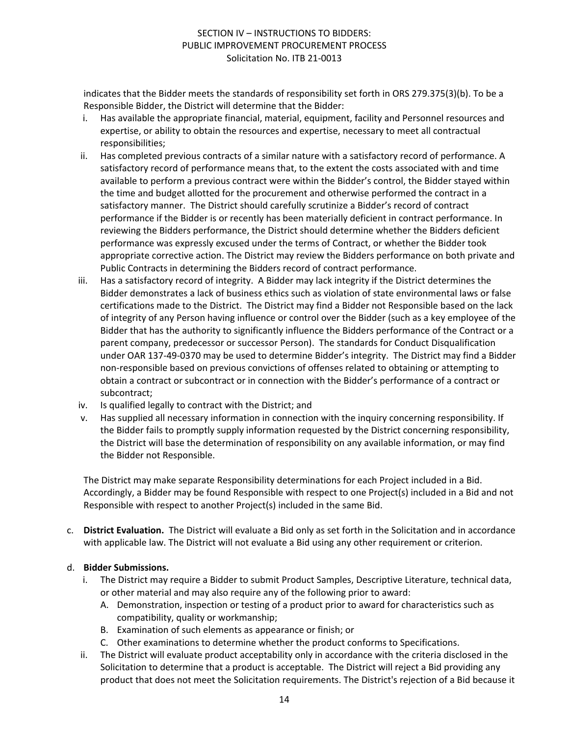indicates that the Bidder meets the standards of responsibility set forth in ORS 279.375(3)(b). To be a Responsible Bidder, the District will determine that the Bidder:

i. Has available the appropriate financial, material, equipment, facility and Personnel resources and expertise, or ability to obtain the resources and expertise, necessary to meet all contractual responsibilities;
ii. Has completed previous contracts of a similar nature with a satisfactory record of performance. A satisfactory record of performance means that, to the extent the costs associated with and time available to perform a previous contract were within the Bidder's control, the Bidder stayed within the time and budget allotted for the procurement and otherwise performed the contract in a satisfactory manner. The District should carefully scrutinize a Bidder's record of contract performance if the Bidder is or recently has been materially deficient in contract performance. In reviewing the Bidders performance, the District should determine whether the Bidders deficient performance was expressly excused under the terms of Contract, or whether the Bidder took appropriate corrective action. The District may review the Bidders performance on both private and Public Contracts in determining the Bidders record of contract performance.
iii. Has a satisfactory record of integrity. A Bidder may lack integrity if the District determines the Bidder demonstrates a lack of business ethics such as violation of state environmental laws or false certifications made to the District. The District may find a Bidder not Responsible based on the lack of integrity of any Person having influence or control over the Bidder (such as a key employee of the Bidder that has the authority to significantly influence the Bidders performance of the Contract or a parent company, predecessor or successor Person). The standards for Conduct Disqualification under OAR 137-49-0370 may be used to determine Bidder's integrity. The District may find a Bidder non-responsible based on previous convictions of offenses related to obtaining or attempting to obtain a contract or subcontract or in connection with the Bidder's performance of a contract or subcontract;
iv. Is qualified legally to contract with the District; and
v. Has supplied all necessary information in connection with the inquiry concerning responsibility. If the Bidder fails to promptly supply information requested by the District concerning responsibility, the District will base the determination of responsibility on any available information, or may find the Bidder not Responsible.

The District may make separate Responsibility determinations for each Project included in a Bid. Accordingly, a Bidder may be found Responsible with respect to one Project(s) included in a Bid and not Responsible with respect to another Project(s) included in the same Bid.

c. **District Evaluation.** The District will evaluate a Bid only as set forth in the Solicitation and in accordance with applicable law. The District will not evaluate a Bid using any other requirement or criterion.

d. **Bidder Submissions.**
   i. The District may require a Bidder to submit Product Samples, Descriptive Literature, technical data, or other material and may also require any of the following prior to award:
      A. Demonstration, inspection or testing of a product prior to award for characteristics such as compatibility, quality or workmanship;
      B. Examination of such elements as appearance or finish; or
      C. Other examinations to determine whether the product conforms to Specifications.
   ii. The District will evaluate product acceptability only in accordance with the criteria disclosed in the Solicitation to determine that a product is acceptable. The District will reject a Bid providing any product that does not meet the Solicitation requirements. The District's rejection of a Bid because it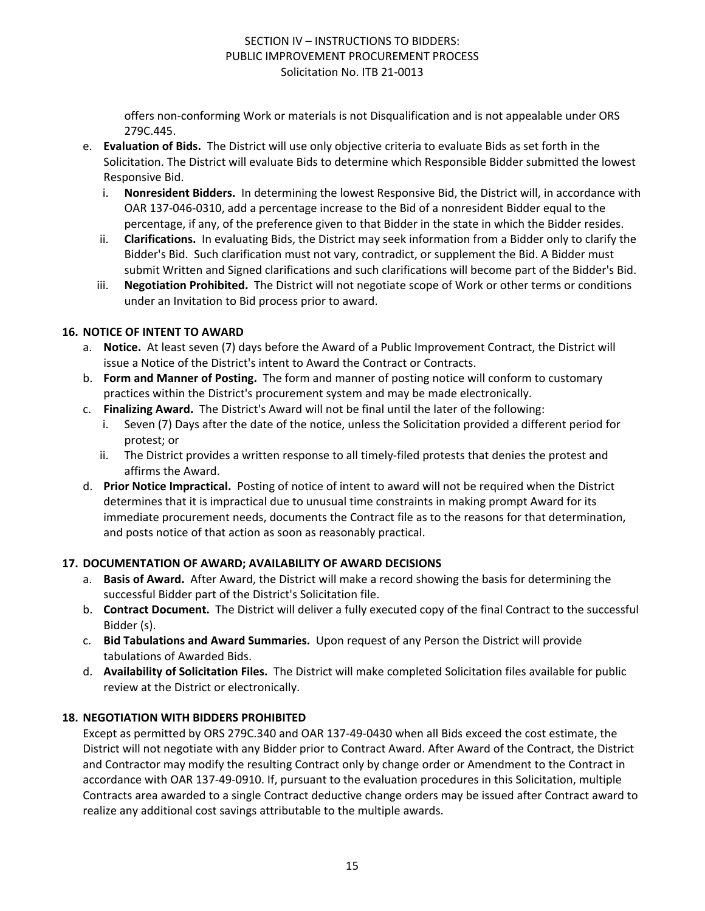offers non-conforming Work or materials is not Disqualification and is not appealable under ORS 279C.445.

e. **Evaluation of Bids.** The District will use only objective criteria to evaluate Bids as set forth in the Solicitation. The District will evaluate Bids to determine which Responsible Bidder submitted the lowest Responsive Bid.
   i. **Nonresident Bidders.** In determining the lowest Responsive Bid, the District will, in accordance with OAR 137-046-0310, add a percentage increase to the Bid of a nonresident Bidder equal to the percentage, if any, of the preference given to that Bidder in the state in which the Bidder resides.
   ii. **Clarifications.** In evaluating Bids, the District may seek information from a Bidder only to clarify the Bidder's Bid. Such clarification must not vary, contradict, or supplement the Bid. A Bidder must submit Written and Signed clarifications and such clarifications will become part of the Bidder's Bid.
   iii. **Negotiation Prohibited.** The District will not negotiate scope of Work or other terms or conditions under an Invitation to Bid process prior to award.

## 16. NOTICE OF INTENT TO AWARD

a. **Notice.** At least seven (7) days before the Award of a Public Improvement Contract, the District will issue a Notice of the District's intent to Award the Contract or Contracts.
b. **Form and Manner of Posting.** The form and manner of posting notice will conform to customary practices within the District's procurement system and may be made electronically.
c. **Finalizing Award.** The District's Award will not be final until the later of the following:
   i. Seven (7) Days after the date of the notice, unless the Solicitation provided a different period for protest; or
   ii. The District provides a written response to all timely-filed protests that denies the protest and affirms the Award.
d. **Prior Notice Impractical.** Posting of notice of intent to award will not be required when the District determines that it is impractical due to unusual time constraints in making prompt Award for its immediate procurement needs, documents the Contract file as to the reasons for that determination, and posts notice of that action as soon as reasonably practical.

## 17. DOCUMENTATION OF AWARD; AVAILABILITY OF AWARD DECISIONS

a. **Basis of Award.** After Award, the District will make a record showing the basis for determining the successful Bidder part of the District's Solicitation file.
b. **Contract Document.** The District will deliver a fully executed copy of the final Contract to the successful Bidder (s).
c. **Bid Tabulations and Award Summaries.** Upon request of any Person the District will provide tabulations of Awarded Bids.
d. **Availability of Solicitation Files.** The District will make completed Solicitation files available for public review at the District or electronically.

## 18. NEGOTIATION WITH BIDDERS PROHIBITED

Except as permitted by ORS 279C.340 and OAR 137-49-0430 when all Bids exceed the cost estimate, the District will not negotiate with any Bidder prior to Contract Award. After Award of the Contract, the District and Contractor may modify the resulting Contract only by change order or Amendment to the Contract in accordance with OAR 137-49-0910. If, pursuant to the evaluation procedures in this Solicitation, multiple Contracts area awarded to a single Contract deductive change orders may be issued after Contract award to realize any additional cost savings attributable to the multiple awards.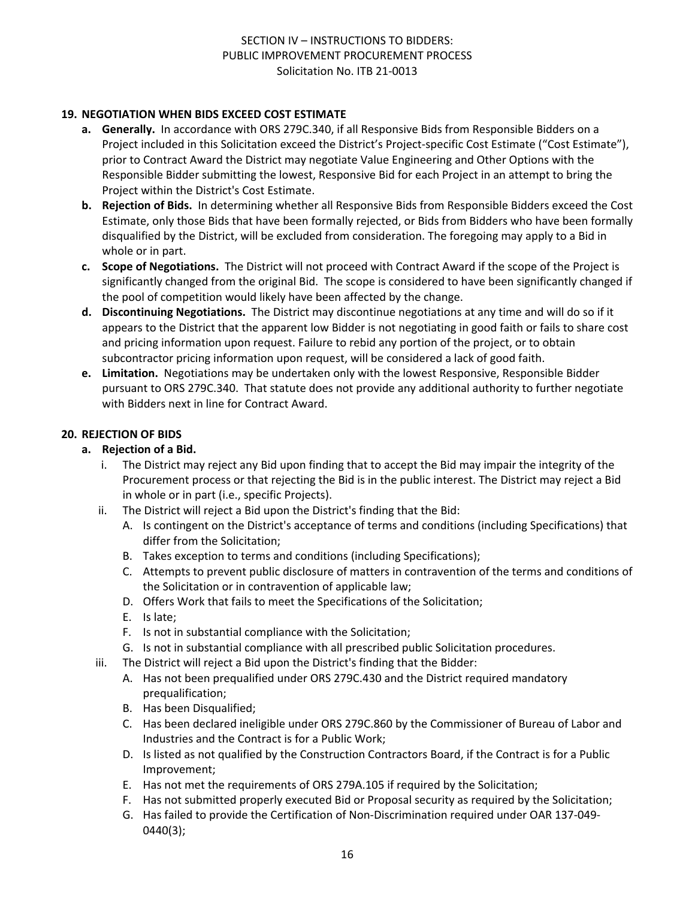## 19. NEGOTIATION WHEN BIDS EXCEED COST ESTIMATE

a. **Generally.** In accordance with ORS 279C.340, if all Responsive Bids from Responsible Bidders on a Project included in this Solicitation exceed the District's Project-specific Cost Estimate ("Cost Estimate"), prior to Contract Award the District may negotiate Value Engineering and Other Options with the Responsible Bidder submitting the lowest, Responsive Bid for each Project in an attempt to bring the Project within the District's Cost Estimate.

b. **Rejection of Bids.** In determining whether all Responsive Bids from Responsible Bidders exceed the Cost Estimate, only those Bids that have been formally rejected, or Bids from Bidders who have been formally disqualified by the District, will be excluded from consideration. The foregoing may apply to a Bid in whole or in part.

c. **Scope of Negotiations.** The District will not proceed with Contract Award if the scope of the Project is significantly changed from the original Bid. The scope is considered to have been significantly changed if the pool of competition would likely have been affected by the change.

d. **Discontinuing Negotiations.** The District may discontinue negotiations at any time and will do so if it appears to the District that the apparent low Bidder is not negotiating in good faith or fails to share cost and pricing information upon request. Failure to rebid any portion of the project, or to obtain subcontractor pricing information upon request, will be considered a lack of good faith.

e. **Limitation.** Negotiations may be undertaken only with the lowest Responsive, Responsible Bidder pursuant to ORS 279C.340. That statute does not provide any additional authority to further negotiate with Bidders next in line for Contract Award.

## 20. REJECTION OF BIDS

a. **Rejection of a Bid.**

   i. The District may reject any Bid upon finding that to accept the Bid may impair the integrity of the Procurement process or that rejecting the Bid is in the public interest. The District may reject a Bid in whole or in part (i.e., specific Projects).

   ii. The District will reject a Bid upon the District's finding that the Bid:

      A. Is contingent on the District's acceptance of terms and conditions (including Specifications) that differ from the Solicitation;

      B. Takes exception to terms and conditions (including Specifications);

      C. Attempts to prevent public disclosure of matters in contravention of the terms and conditions of the Solicitation or in contravention of applicable law;

      D. Offers Work that fails to meet the Specifications of the Solicitation;

      E. Is late;

      F. Is not in substantial compliance with the Solicitation;

      G. Is not in substantial compliance with all prescribed public Solicitation procedures.

   iii. The District will reject a Bid upon the District's finding that the Bidder:

      A. Has not been prequalified under ORS 279C.430 and the District required mandatory prequalification;

      B. Has been Disqualified;

      C. Has been declared ineligible under ORS 279C.860 by the Commissioner of Bureau of Labor and Industries and the Contract is for a Public Work;

      D. Is listed as not qualified by the Construction Contractors Board, if the Contract is for a Public Improvement;

      E. Has not met the requirements of ORS 279A.105 if required by the Solicitation;

      F. Has not submitted properly executed Bid or Proposal security as required by the Solicitation;

      G. Has failed to provide the Certification of Non-Discrimination required under OAR 137-049-0440(3);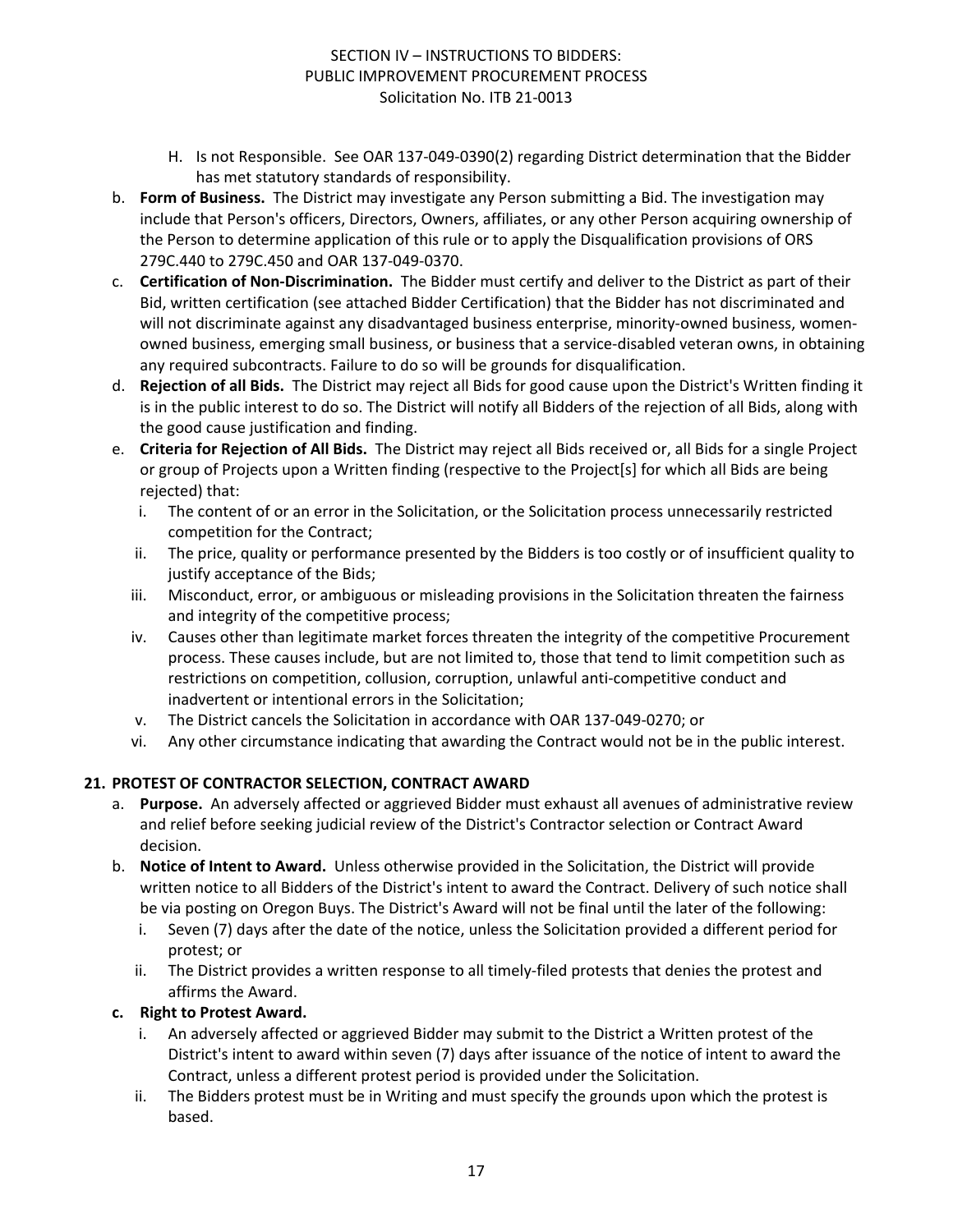H. Is not Responsible. See OAR 137-049-0390(2) regarding District determination that the Bidder has met statutory standards of responsibility.

b. **Form of Business.** The District may investigate any Person submitting a Bid. The investigation may include that Person's officers, Directors, Owners, affiliates, or any other Person acquiring ownership of the Person to determine application of this rule or to apply the Disqualification provisions of ORS 279C.440 to 279C.450 and OAR 137-049-0370.

c. **Certification of Non-Discrimination.** The Bidder must certify and deliver to the District as part of their Bid, written certification (see attached Bidder Certification) that the Bidder has not discriminated and will not discriminate against any disadvantaged business enterprise, minority-owned business, women-owned business, emerging small business, or business that a service-disabled veteran owns, in obtaining any required subcontracts. Failure to do so will be grounds for disqualification.

d. **Rejection of all Bids.** The District may reject all Bids for good cause upon the District's Written finding it is in the public interest to do so. The District will notify all Bidders of the rejection of all Bids, along with the good cause justification and finding.

e. **Criteria for Rejection of All Bids.** The District may reject all Bids received or, all Bids for a single Project or group of Projects upon a Written finding (respective to the Project[s] for which all Bids are being rejected) that:
   i. The content of or an error in the Solicitation, or the Solicitation process unnecessarily restricted competition for the Contract;
   ii. The price, quality or performance presented by the Bidders is too costly or of insufficient quality to justify acceptance of the Bids;
   iii. Misconduct, error, or ambiguous or misleading provisions in the Solicitation threaten the fairness and integrity of the competitive process;
   iv. Causes other than legitimate market forces threaten the integrity of the competitive Procurement process. These causes include, but are not limited to, those that tend to limit competition such as restrictions on competition, collusion, corruption, unlawful anti-competitive conduct and inadvertent or intentional errors in the Solicitation;
   v. The District cancels the Solicitation in accordance with OAR 137-049-0270; or
   vi. Any other circumstance indicating that awarding the Contract would not be in the public interest.

## 21. PROTEST OF CONTRACTOR SELECTION, CONTRACT AWARD

a. **Purpose.** An adversely affected or aggrieved Bidder must exhaust all avenues of administrative review and relief before seeking judicial review of the District's Contractor selection or Contract Award decision.

b. **Notice of Intent to Award.** Unless otherwise provided in the Solicitation, the District will provide written notice to all Bidders of the District's intent to award the Contract. Delivery of such notice shall be via posting on Oregon Buys. The District's Award will not be final until the later of the following:
   i. Seven (7) days after the date of the notice, unless the Solicitation provided a different period for protest; or
   ii. The District provides a written response to all timely-filed protests that denies the protest and affirms the Award.

c. **Right to Protest Award.**
   i. An adversely affected or aggrieved Bidder may submit to the District a Written protest of the District's intent to award within seven (7) days after issuance of the notice of intent to award the Contract, unless a different protest period is provided under the Solicitation.
   ii. The Bidders protest must be in Writing and must specify the grounds upon which the protest is based.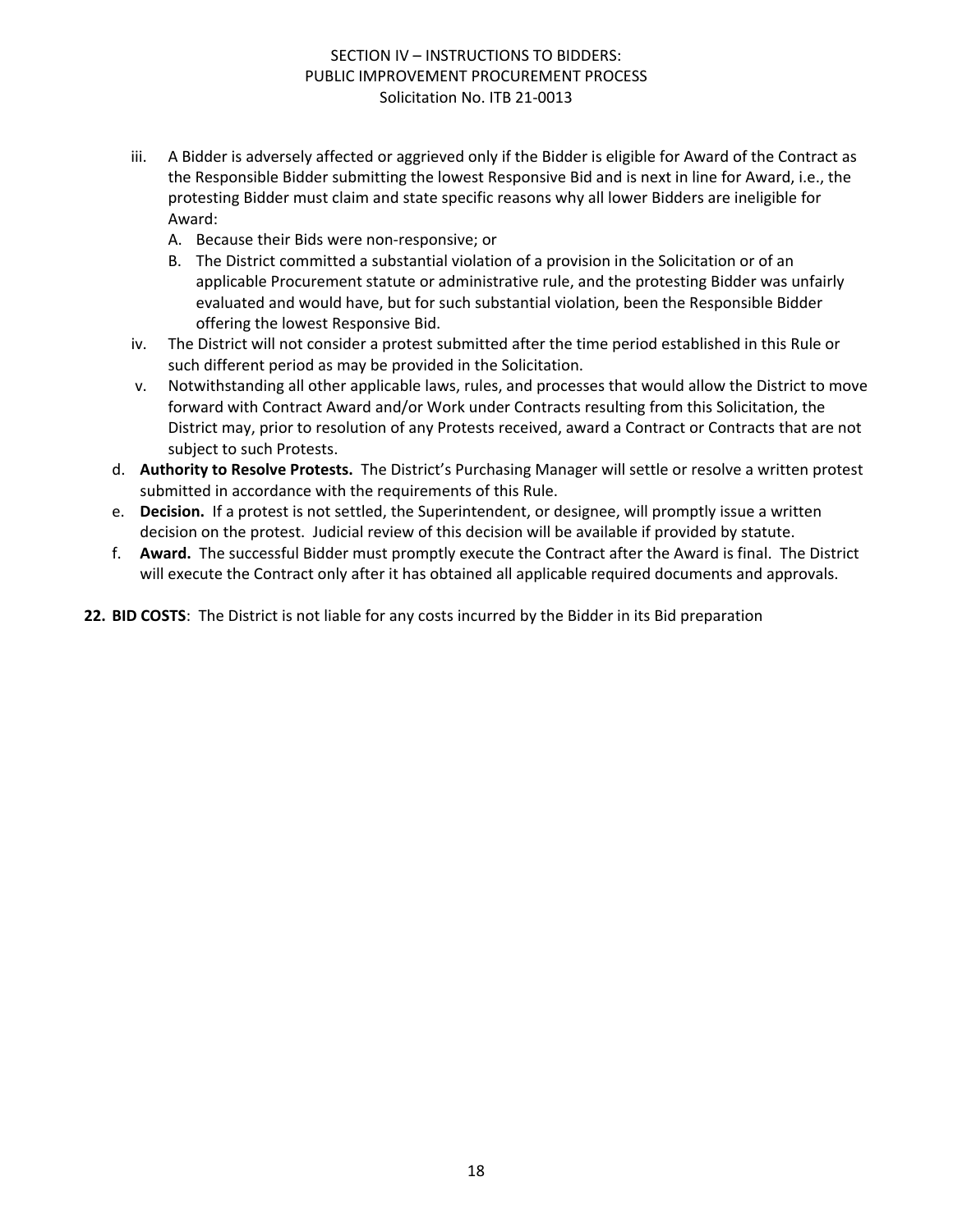iii. A Bidder is adversely affected or aggrieved only if the Bidder is eligible for Award of the Contract as the Responsible Bidder submitting the lowest Responsive Bid and is next in line for Award, i.e., the protesting Bidder must claim and state specific reasons why all lower Bidders are ineligible for Award:

   A. Because their Bids were non-responsive; or

   B. The District committed a substantial violation of a provision in the Solicitation or of an applicable Procurement statute or administrative rule, and the protesting Bidder was unfairly evaluated and would have, but for such substantial violation, been the Responsible Bidder offering the lowest Responsive Bid.

iv. The District will not consider a protest submitted after the time period established in this Rule or such different period as may be provided in the Solicitation.

v. Notwithstanding all other applicable laws, rules, and processes that would allow the District to move forward with Contract Award and/or Work under Contracts resulting from this Solicitation, the District may, prior to resolution of any Protests received, award a Contract or Contracts that are not subject to such Protests.

d. **Authority to Resolve Protests.** The District's Purchasing Manager will settle or resolve a written protest submitted in accordance with the requirements of this Rule.

e. **Decision.** If a protest is not settled, the Superintendent, or designee, will promptly issue a written decision on the protest. Judicial review of this decision will be available if provided by statute.

f. **Award.** The successful Bidder must promptly execute the Contract after the Award is final. The District will execute the Contract only after it has obtained all applicable required documents and approvals.

**22. BID COSTS**: The District is not liable for any costs incurred by the Bidder in its Bid preparation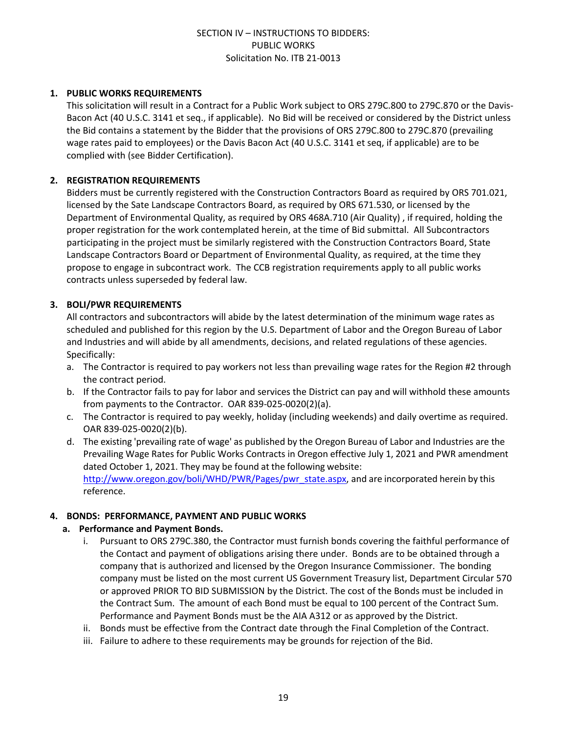SECTION IV – INSTRUCTIONS TO BIDDERS:
PUBLIC WORKS
Solicitation No. ITB 21-0013

**1. PUBLIC WORKS REQUIREMENTS**

This solicitation will result in a Contract for a Public Work subject to ORS 279C.800 to 279C.870 or the Davis-Bacon Act (40 U.S.C. 3141 et seq., if applicable). No Bid will be received or considered by the District unless the Bid contains a statement by the Bidder that the provisions of ORS 279C.800 to 279C.870 (prevailing wage rates paid to employees) or the Davis Bacon Act (40 U.S.C. 3141 et seq, if applicable) are to be complied with (see Bidder Certification).

**2. REGISTRATION REQUIREMENTS**

Bidders must be currently registered with the Construction Contractors Board as required by ORS 701.021, licensed by the Sate Landscape Contractors Board, as required by ORS 671.530, or licensed by the Department of Environmental Quality, as required by ORS 468A.710 (Air Quality) , if required, holding the proper registration for the work contemplated herein, at the time of Bid submittal. All Subcontractors participating in the project must be similarly registered with the Construction Contractors Board, State Landscape Contractors Board or Department of Environmental Quality, as required, at the time they propose to engage in subcontract work. The CCB registration requirements apply to all public works contracts unless superseded by federal law.

**3. BOLI/PWR REQUIREMENTS**

All contractors and subcontractors will abide by the latest determination of the minimum wage rates as scheduled and published for this region by the U.S. Department of Labor and the Oregon Bureau of Labor and Industries and will abide by all amendments, decisions, and related regulations of these agencies. Specifically:

a. The Contractor is required to pay workers not less than prevailing wage rates for the Region #2 through the contract period.
b. If the Contractor fails to pay for labor and services the District can pay and will withhold these amounts from payments to the Contractor. OAR 839-025-0020(2)(a).
c. The Contractor is required to pay weekly, holiday (including weekends) and daily overtime as required. OAR 839-025-0020(2)(b).
d. The existing 'prevailing rate of wage' as published by the Oregon Bureau of Labor and Industries are the Prevailing Wage Rates for Public Works Contracts in Oregon effective July 1, 2021 and PWR amendment dated October 1, 2021. They may be found at the following website: [http://www.oregon.gov/boli/WHD/PWR/Pages/pwr_state.aspx](http://www.oregon.gov/boli/WHD/PWR/Pages/pwr_state.aspx), and are incorporated herein by this reference.

**4. BONDS: PERFORMANCE, PAYMENT AND PUBLIC WORKS**

**a. Performance and Payment Bonds.**

i. Pursuant to ORS 279C.380, the Contractor must furnish bonds covering the faithful performance of the Contact and payment of obligations arising there under. Bonds are to be obtained through a company that is authorized and licensed by the Oregon Insurance Commissioner. The bonding company must be listed on the most current US Government Treasury list, Department Circular 570 or approved PRIOR TO BID SUBMISSION by the District. The cost of the Bonds must be included in the Contract Sum. The amount of each Bond must be equal to 100 percent of the Contract Sum. Performance and Payment Bonds must be the AIA A312 or as approved by the District.

ii. Bonds must be effective from the Contract date through the Final Completion of the Contract.

iii. Failure to adhere to these requirements may be grounds for rejection of the Bid.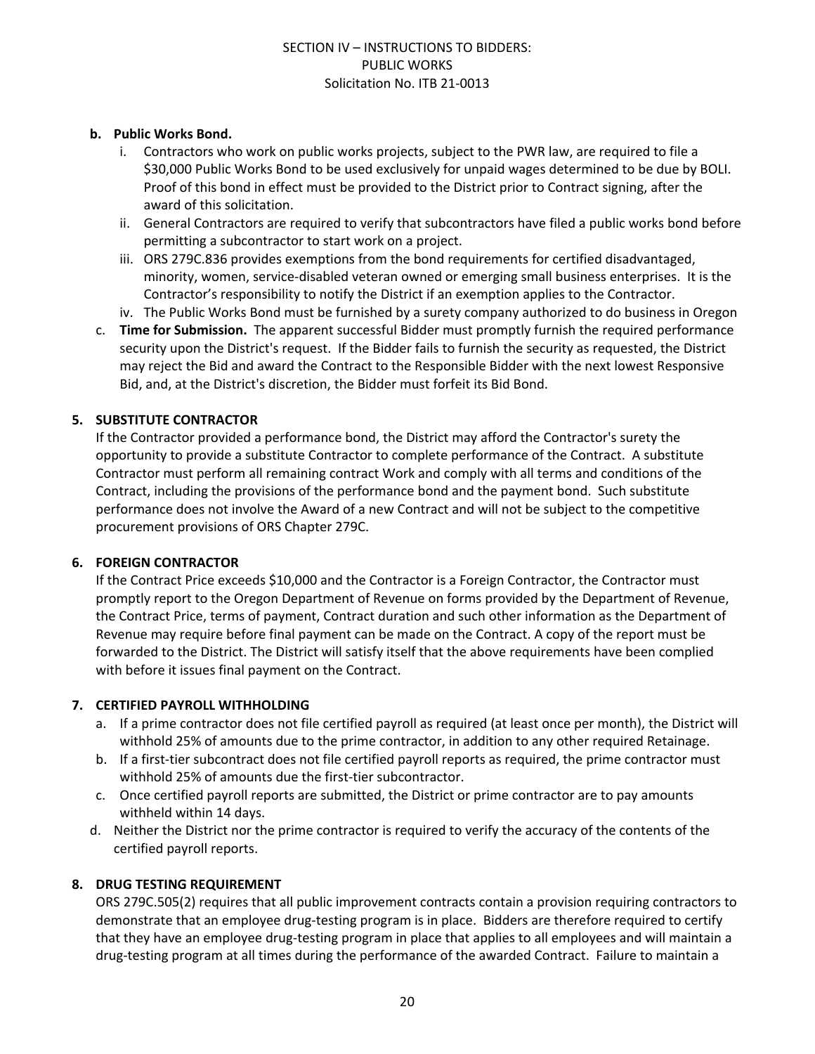**b. Public Works Bond.**

i. Contractors who work on public works projects, subject to the PWR law, are required to file a $30,000 Public Works Bond to be used exclusively for unpaid wages determined to be due by BOLI. Proof of this bond in effect must be provided to the District prior to Contract signing, after the award of this solicitation.

ii. General Contractors are required to verify that subcontractors have filed a public works bond before permitting a subcontractor to start work on a project.

iii. ORS 279C.836 provides exemptions from the bond requirements for certified disadvantaged, minority, women, service-disabled veteran owned or emerging small business enterprises. It is the Contractor's responsibility to notify the District if an exemption applies to the Contractor.

iv. The Public Works Bond must be furnished by a surety company authorized to do business in Oregon

c. **Time for Submission.** The apparent successful Bidder must promptly furnish the required performance security upon the District's request. If the Bidder fails to furnish the security as requested, the District may reject the Bid and award the Contract to the Responsible Bidder with the next lowest Responsive Bid, and, at the District's discretion, the Bidder must forfeit its Bid Bond.

**5. SUBSTITUTE CONTRACTOR**

If the Contractor provided a performance bond, the District may afford the Contractor's surety the opportunity to provide a substitute Contractor to complete performance of the Contract. A substitute Contractor must perform all remaining contract Work and comply with all terms and conditions of the Contract, including the provisions of the performance bond and the payment bond. Such substitute performance does not involve the Award of a new Contract and will not be subject to the competitive procurement provisions of ORS Chapter 279C.

**6. FOREIGN CONTRACTOR**

If the Contract Price exceeds $10,000 and the Contractor is a Foreign Contractor, the Contractor must promptly report to the Oregon Department of Revenue on forms provided by the Department of Revenue, the Contract Price, terms of payment, Contract duration and such other information as the Department of Revenue may require before final payment can be made on the Contract. A copy of the report must be forwarded to the District. The District will satisfy itself that the above requirements have been complied with before it issues final payment on the Contract.

**7. CERTIFIED PAYROLL WITHHOLDING**

a. If a prime contractor does not file certified payroll as required (at least once per month), the District will withhold 25% of amounts due to the prime contractor, in addition to any other required Retainage.

b. If a first-tier subcontract does not file certified payroll reports as required, the prime contractor must withhold 25% of amounts due the first-tier subcontractor.

c. Once certified payroll reports are submitted, the District or prime contractor are to pay amounts withheld within 14 days.

d. Neither the District nor the prime contractor is required to verify the accuracy of the contents of the certified payroll reports.

**8. DRUG TESTING REQUIREMENT**

ORS 279C.505(2) requires that all public improvement contracts contain a provision requiring contractors to demonstrate that an employee drug-testing program is in place. Bidders are therefore required to certify that they have an employee drug-testing program in place that applies to all employees and will maintain a drug-testing program at all times during the performance of the awarded Contract. Failure to maintain a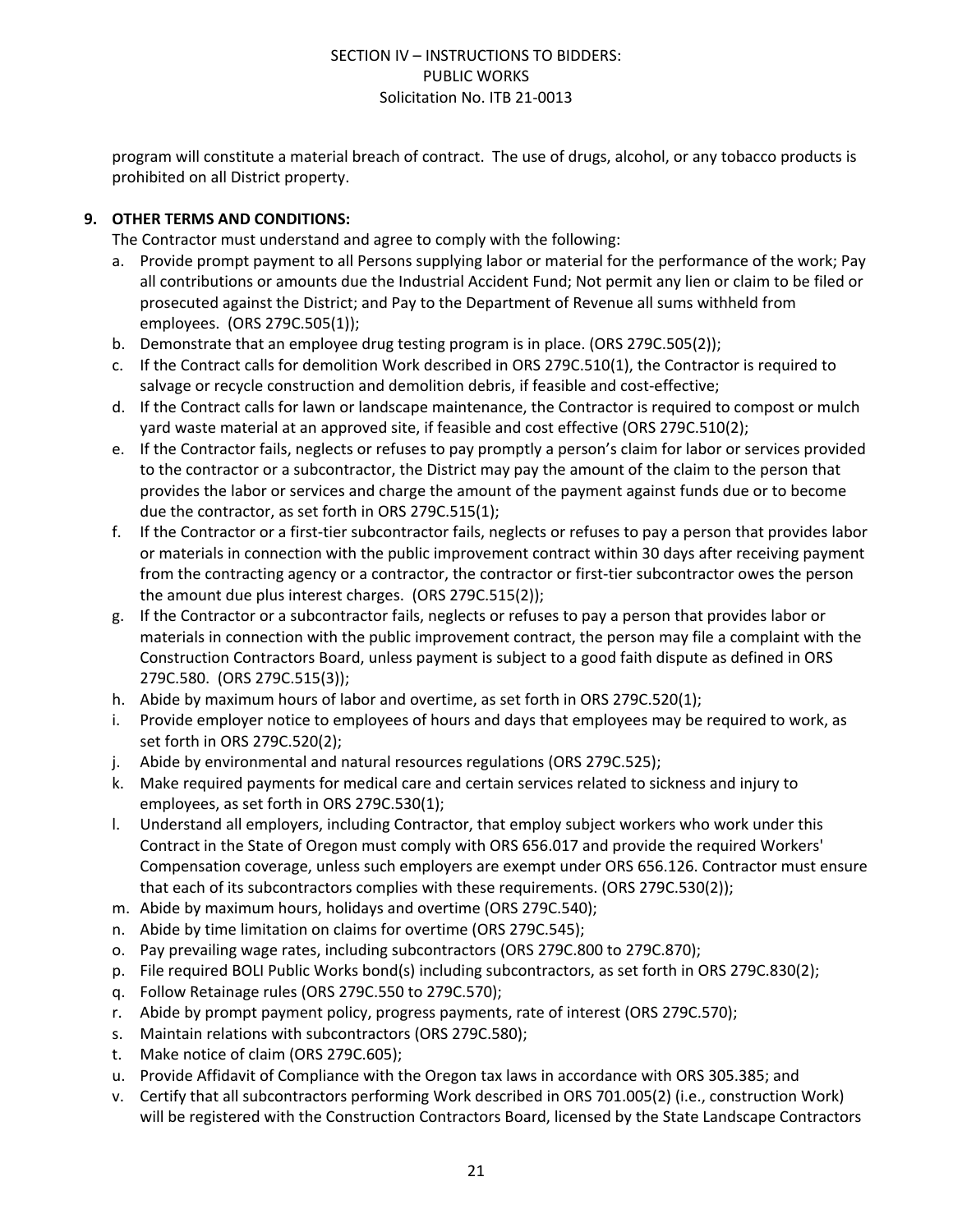program will constitute a material breach of contract. The use of drugs, alcohol, or any tobacco products is prohibited on all District property.

**9. OTHER TERMS AND CONDITIONS:**

The Contractor must understand and agree to comply with the following:

a. Provide prompt payment to all Persons supplying labor or material for the performance of the work; Pay all contributions or amounts due the Industrial Accident Fund; Not permit any lien or claim to be filed or prosecuted against the District; and Pay to the Department of Revenue all sums withheld from employees. (ORS 279C.505(1));
b. Demonstrate that an employee drug testing program is in place. (ORS 279C.505(2));
c. If the Contract calls for demolition Work described in ORS 279C.510(1), the Contractor is required to salvage or recycle construction and demolition debris, if feasible and cost-effective;
d. If the Contract calls for lawn or landscape maintenance, the Contractor is required to compost or mulch yard waste material at an approved site, if feasible and cost effective (ORS 279C.510(2);
e. If the Contractor fails, neglects or refuses to pay promptly a person's claim for labor or services provided to the contractor or a subcontractor, the District may pay the amount of the claim to the person that provides the labor or services and charge the amount of the payment against funds due or to become due the contractor, as set forth in ORS 279C.515(1);
f. If the Contractor or a first-tier subcontractor fails, neglects or refuses to pay a person that provides labor or materials in connection with the public improvement contract within 30 days after receiving payment from the contracting agency or a contractor, the contractor or first-tier subcontractor owes the person the amount due plus interest charges. (ORS 279C.515(2));
g. If the Contractor or a subcontractor fails, neglects or refuses to pay a person that provides labor or materials in connection with the public improvement contract, the person may file a complaint with the Construction Contractors Board, unless payment is subject to a good faith dispute as defined in ORS 279C.580. (ORS 279C.515(3));
h. Abide by maximum hours of labor and overtime, as set forth in ORS 279C.520(1);
i. Provide employer notice to employees of hours and days that employees may be required to work, as set forth in ORS 279C.520(2);
j. Abide by environmental and natural resources regulations (ORS 279C.525);
k. Make required payments for medical care and certain services related to sickness and injury to employees, as set forth in ORS 279C.530(1);
l. Understand all employers, including Contractor, that employ subject workers who work under this Contract in the State of Oregon must comply with ORS 656.017 and provide the required Workers' Compensation coverage, unless such employers are exempt under ORS 656.126. Contractor must ensure that each of its subcontractors complies with these requirements. (ORS 279C.530(2));
m. Abide by maximum hours, holidays and overtime (ORS 279C.540);
n. Abide by time limitation on claims for overtime (ORS 279C.545);
o. Pay prevailing wage rates, including subcontractors (ORS 279C.800 to 279C.870);
p. File required BOLI Public Works bond(s) including subcontractors, as set forth in ORS 279C.830(2);
q. Follow Retainage rules (ORS 279C.550 to 279C.570);
r. Abide by prompt payment policy, progress payments, rate of interest (ORS 279C.570);
s. Maintain relations with subcontractors (ORS 279C.580);
t. Make notice of claim (ORS 279C.605);
u. Provide Affidavit of Compliance with the Oregon tax laws in accordance with ORS 305.385; and
v. Certify that all subcontractors performing Work described in ORS 701.005(2) (i.e., construction Work) will be registered with the Construction Contractors Board, licensed by the State Landscape Contractors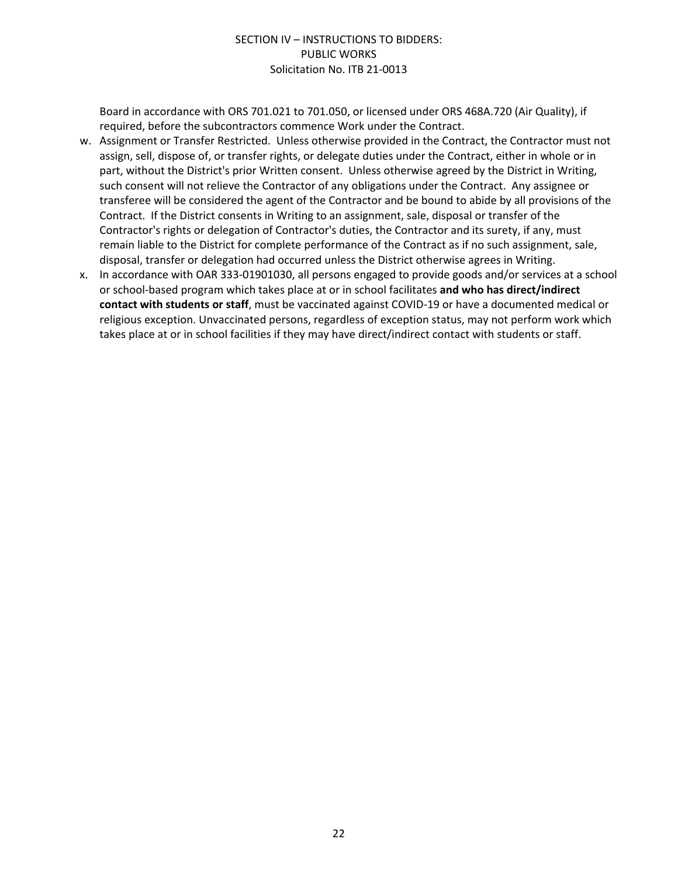Board in accordance with ORS 701.021 to 701.050, or licensed under ORS 468A.720 (Air Quality), if required, before the subcontractors commence Work under the Contract.

w. Assignment or Transfer Restricted. Unless otherwise provided in the Contract, the Contractor must not assign, sell, dispose of, or transfer rights, or delegate duties under the Contract, either in whole or in part, without the District's prior Written consent. Unless otherwise agreed by the District in Writing, such consent will not relieve the Contractor of any obligations under the Contract. Any assignee or transferee will be considered the agent of the Contractor and be bound to abide by all provisions of the Contract. If the District consents in Writing to an assignment, sale, disposal or transfer of the Contractor's rights or delegation of Contractor's duties, the Contractor and its surety, if any, must remain liable to the District for complete performance of the Contract as if no such assignment, sale, disposal, transfer or delegation had occurred unless the District otherwise agrees in Writing.

x. In accordance with OAR 333-01901030, all persons engaged to provide goods and/or services at a school or school-based program which takes place at or in school facilitates **and who has direct/indirect contact with students or staff**, must be vaccinated against COVID-19 or have a documented medical or religious exception. Unvaccinated persons, regardless of exception status, may not perform work which takes place at or in school facilities if they may have direct/indirect contact with students or staff.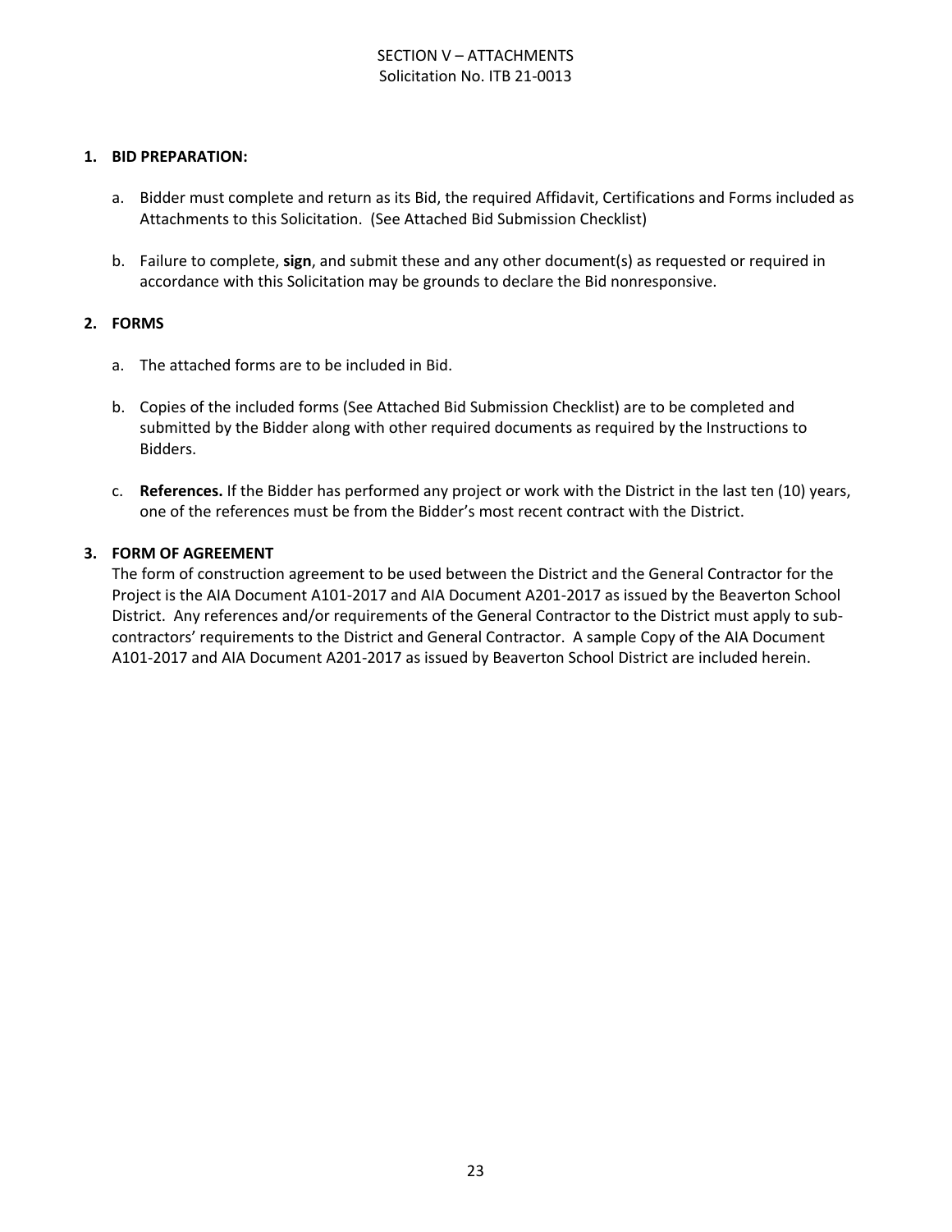SECTION V – ATTACHMENTS
Solicitation No. ITB 21-0013

1. **BID PREPARATION:**

   a. Bidder must complete and return as its Bid, the required Affidavit, Certifications and Forms included as Attachments to this Solicitation. (See Attached Bid Submission Checklist)

   b. Failure to complete, **sign**, and submit these and any other document(s) as requested or required in accordance with this Solicitation may be grounds to declare the Bid nonresponsive.

2. **FORMS**

   a. The attached forms are to be included in Bid.

   b. Copies of the included forms (See Attached Bid Submission Checklist) are to be completed and submitted by the Bidder along with other required documents as required by the Instructions to Bidders.

   c. **References.** If the Bidder has performed any project or work with the District in the last ten (10) years, one of the references must be from the Bidder's most recent contract with the District.

3. **FORM OF AGREEMENT**

   The form of construction agreement to be used between the District and the General Contractor for the Project is the AIA Document A101-2017 and AIA Document A201-2017 as issued by the Beaverton School District. Any references and/or requirements of the General Contractor to the District must apply to sub-contractors' requirements to the District and General Contractor. A sample Copy of the AIA Document A101-2017 and AIA Document A201-2017 as issued by Beaverton School District are included herein.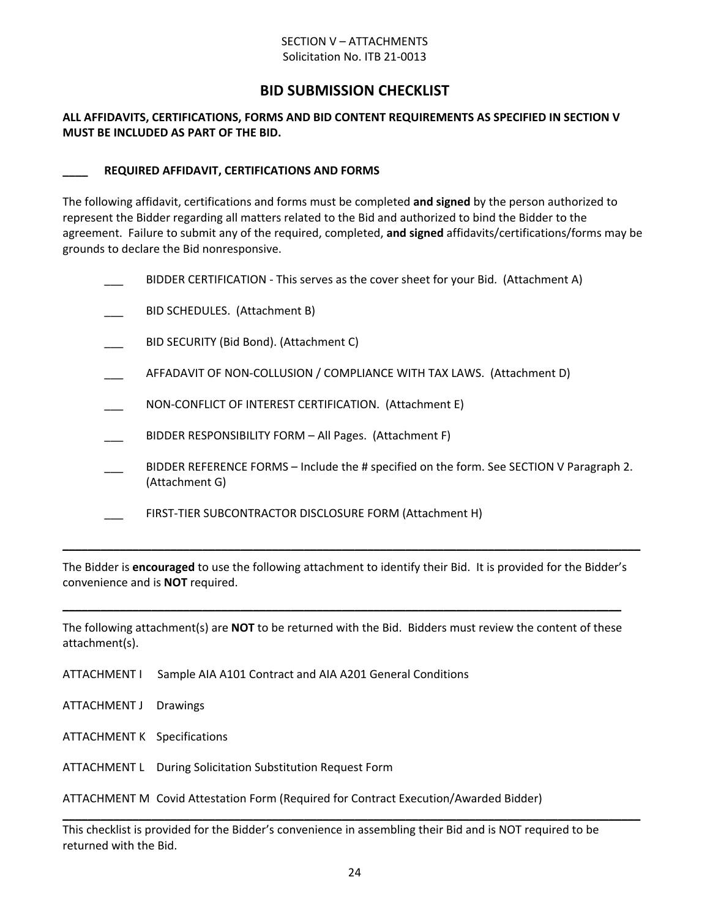SECTION V – ATTACHMENTS
Solicitation No. ITB 21-0013

# BID SUBMISSION CHECKLIST

**ALL AFFIDAVITS, CERTIFICATIONS, FORMS AND BID CONTENT REQUIREMENTS AS SPECIFIED IN SECTION V MUST BE INCLUDED AS PART OF THE BID.**

**____ REQUIRED AFFIDAVIT, CERTIFICATIONS AND FORMS**

The following affidavit, certifications and forms must be completed **and signed** by the person authorized to represent the Bidder regarding all matters related to the Bid and authorized to bind the Bidder to the agreement. Failure to submit any of the required, completed, **and signed** affidavits/certifications/forms may be grounds to declare the Bid nonresponsive.

___ BIDDER CERTIFICATION - This serves as the cover sheet for your Bid. (Attachment A)

___ BID SCHEDULES. (Attachment B)

___ BID SECURITY (Bid Bond). (Attachment C)

___ AFFADAVIT OF NON-COLLUSION / COMPLIANCE WITH TAX LAWS. (Attachment D)

___ NON-CONFLICT OF INTEREST CERTIFICATION. (Attachment E)

___ BIDDER RESPONSIBILITY FORM – All Pages. (Attachment F)

___ BIDDER REFERENCE FORMS – Include the # specified on the form. See SECTION V Paragraph 2. (Attachment G)

___ FIRST-TIER SUBCONTRACTOR DISCLOSURE FORM (Attachment H)

---

The Bidder is **encouraged** to use the following attachment to identify their Bid. It is provided for the Bidder's convenience and is **NOT** required.

---

The following attachment(s) are **NOT** to be returned with the Bid. Bidders must review the content of these attachment(s).

ATTACHMENT I Sample AIA A101 Contract and AIA A201 General Conditions

ATTACHMENT J Drawings

ATTACHMENT K Specifications

ATTACHMENT L During Solicitation Substitution Request Form

ATTACHMENT M Covid Attestation Form (Required for Contract Execution/Awarded Bidder)

---

This checklist is provided for the Bidder's convenience in assembling their Bid and is NOT required to be returned with the Bid.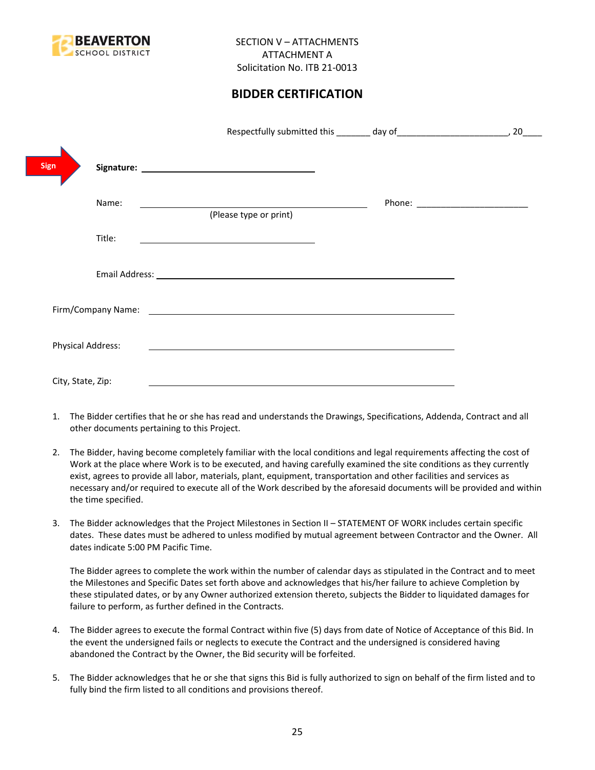SECTION V – ATTACHMENTS
ATTACHMENT A
Solicitation No. ITB 21-0013

## BIDDER CERTIFICATION

Respectfully submitted this _______ day of______________________, 20____

Sign **Signature:** ______________________________

Name: ________________________________________ Phone: ______________________

(Please type or print)

Title: ______________________________

Email Address: ____________________________________________________

Firm/Company Name: ____________________________________________________

Physical Address: ____________________________________________________

City, State, Zip: ____________________________________________________

1. The Bidder certifies that he or she has read and understands the Drawings, Specifications, Addenda, Contract and all other documents pertaining to this Project.

2. The Bidder, having become completely familiar with the local conditions and legal requirements affecting the cost of Work at the place where Work is to be executed, and having carefully examined the site conditions as they currently exist, agrees to provide all labor, materials, plant, equipment, transportation and other facilities and services as necessary and/or required to execute all of the Work described by the aforesaid documents will be provided and within the time specified.

3. The Bidder acknowledges that the Project Milestones in Section II – STATEMENT OF WORK includes certain specific dates. These dates must be adhered to unless modified by mutual agreement between Contractor and the Owner. All dates indicate 5:00 PM Pacific Time.

   The Bidder agrees to complete the work within the number of calendar days as stipulated in the Contract and to meet the Milestones and Specific Dates set forth above and acknowledges that his/her failure to achieve Completion by these stipulated dates, or by any Owner authorized extension thereto, subjects the Bidder to liquidated damages for failure to perform, as further defined in the Contracts.

4. The Bidder agrees to execute the formal Contract within five (5) days from date of Notice of Acceptance of this Bid. In the event the undersigned fails or neglects to execute the Contract and the undersigned is considered having abandoned the Contract by the Owner, the Bid security will be forfeited.

5. The Bidder acknowledges that he or she that signs this Bid is fully authorized to sign on behalf of the firm listed and to fully bind the firm listed to all conditions and provisions thereof.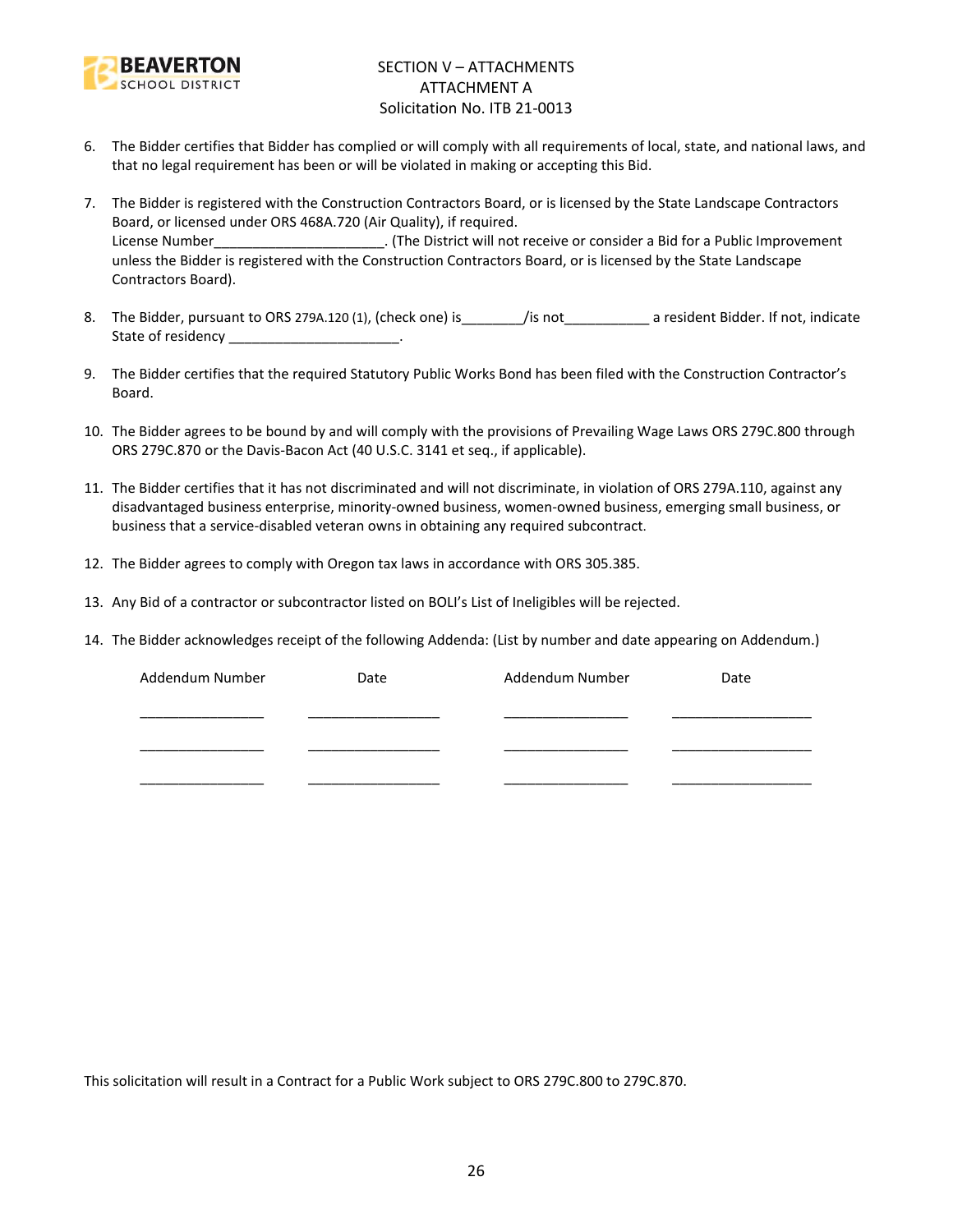SECTION V – ATTACHMENTS
ATTACHMENT A
Solicitation No. ITB 21-0013

6. The Bidder certifies that Bidder has complied or will comply with all requirements of local, state, and national laws, and that no legal requirement has been or will be violated in making or accepting this Bid.

7. The Bidder is registered with the Construction Contractors Board, or is licensed by the State Landscape Contractors Board, or licensed under ORS 468A.720 (Air Quality), if required.
License Number______________________. (The District will not receive or consider a Bid for a Public Improvement unless the Bidder is registered with the Construction Contractors Board, or is licensed by the State Landscape Contractors Board).

8. The Bidder, pursuant to ORS 279A.120 (1), (check one) is________/is not___________ a resident Bidder. If not, indicate State of residency ______________________.

9. The Bidder certifies that the required Statutory Public Works Bond has been filed with the Construction Contractor's Board.

10. The Bidder agrees to be bound by and will comply with the provisions of Prevailing Wage Laws ORS 279C.800 through ORS 279C.870 or the Davis-Bacon Act (40 U.S.C. 3141 et seq., if applicable).

11. The Bidder certifies that it has not discriminated and will not discriminate, in violation of ORS 279A.110, against any disadvantaged business enterprise, minority-owned business, women-owned business, emerging small business, or business that a service-disabled veteran owns in obtaining any required subcontract.

12. The Bidder agrees to comply with Oregon tax laws in accordance with ORS 305.385.

13. Any Bid of a contractor or subcontractor listed on BOLI's List of Ineligibles will be rejected.

14. The Bidder acknowledges receipt of the following Addenda: (List by number and date appearing on Addendum.)

| Addendum Number | Date | Addendum Number | Date |
|---|---|---|---|
| ________________ | _________________ | ________________ | __________________ |
| ________________ | _________________ | ________________ | __________________ |
| ________________ | _________________ | ________________ | __________________ |

This solicitation will result in a Contract for a Public Work subject to ORS 279C.800 to 279C.870.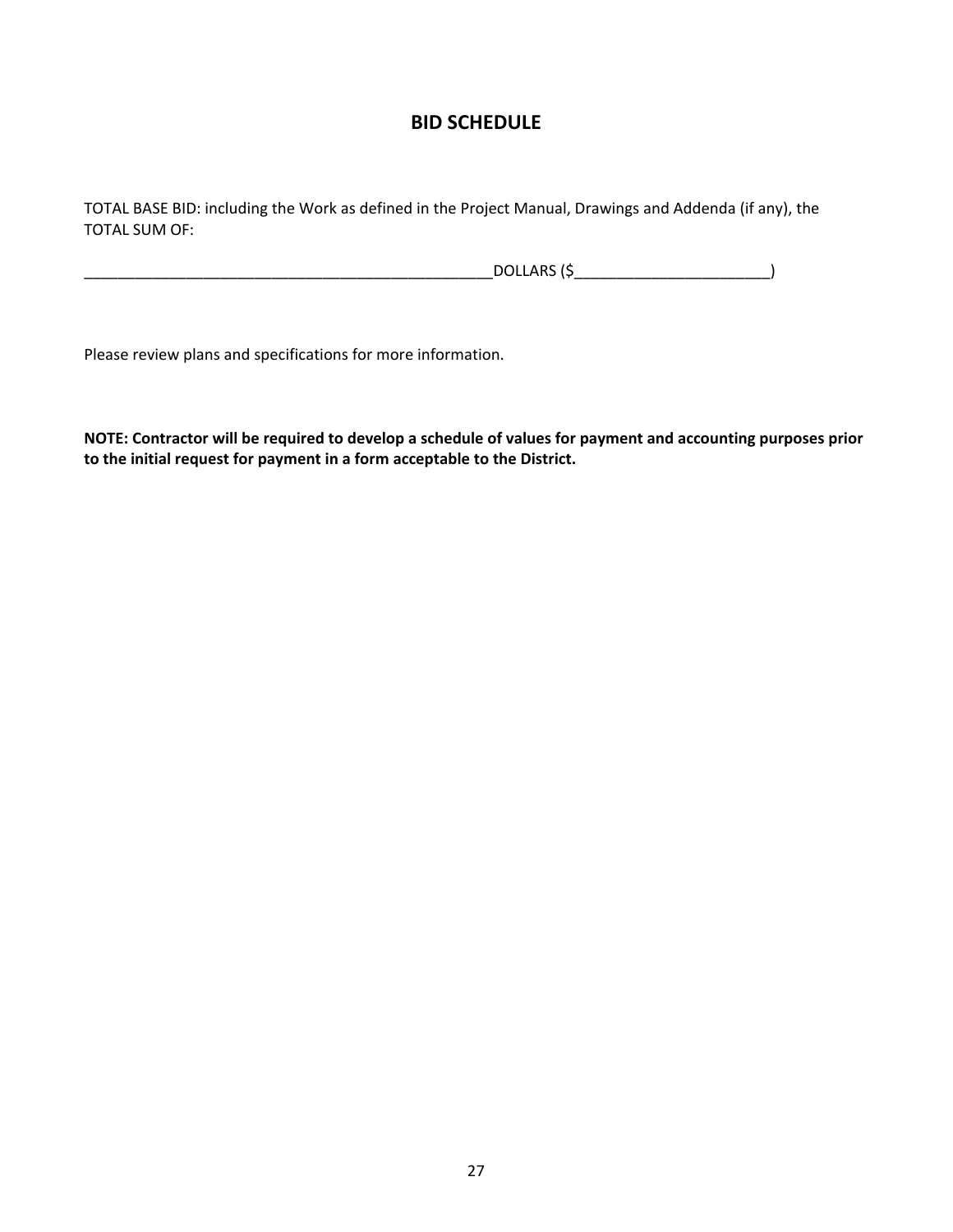# BID SCHEDULE

TOTAL BASE BID: including the Work as defined in the Project Manual, Drawings and Addenda (if any), the TOTAL SUM OF:

__________________________________________________DOLLARS ($________________________)

Please review plans and specifications for more information.

**NOTE: Contractor will be required to develop a schedule of values for payment and accounting purposes prior to the initial request for payment in a form acceptable to the District.**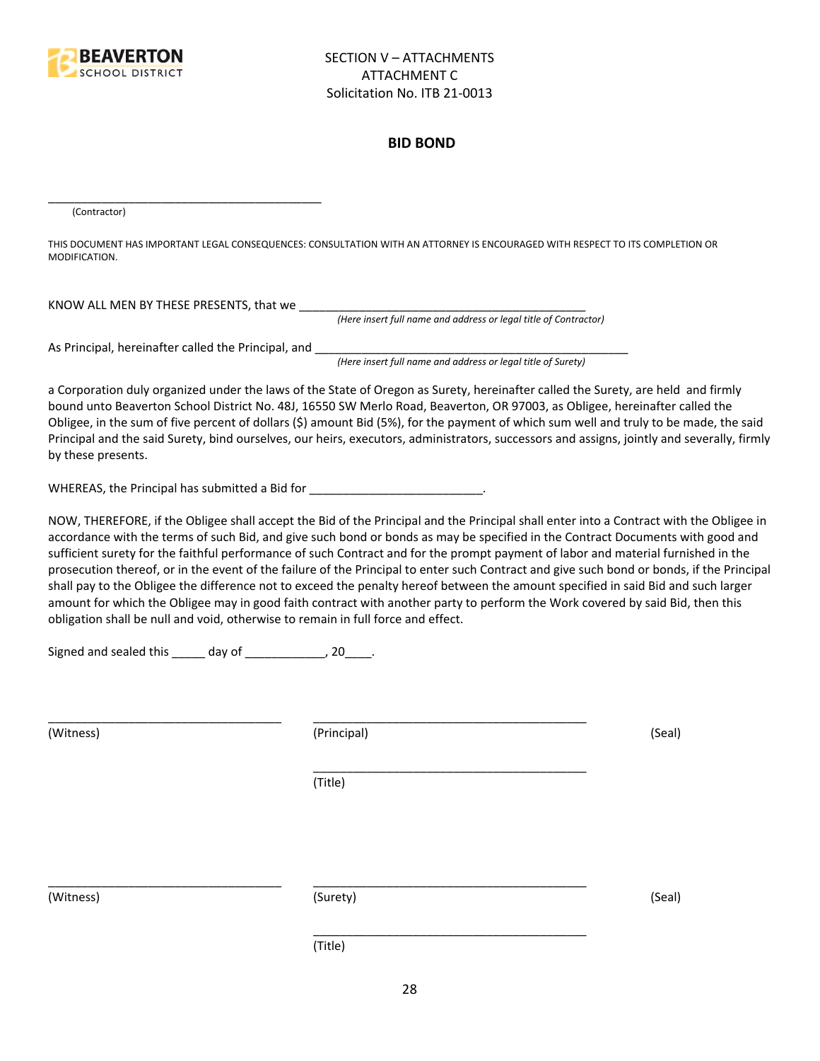SECTION V – ATTACHMENTS
ATTACHMENT C
Solicitation No. ITB 21-0013

## BID BOND

___________________________________________
(Contractor)

THIS DOCUMENT HAS IMPORTANT LEGAL CONSEQUENCES: CONSULTATION WITH AN ATTORNEY IS ENCOURAGED WITH RESPECT TO ITS COMPLETION OR MODIFICATION.

KNOW ALL MEN BY THESE PRESENTS, that we ___________________________________________
*(Here insert full name and address or legal title of Contractor)*

As Principal, hereinafter called the Principal, and _______________________________________________
*(Here insert full name and address or legal title of Surety)*

a Corporation duly organized under the laws of the State of Oregon as Surety, hereinafter called the Surety, are held and firmly bound unto Beaverton School District No. 48J, 16550 SW Merlo Road, Beaverton, OR 97003, as Obligee, hereinafter called the Obligee, in the sum of five percent of dollars ($) amount Bid (5%), for the payment of which sum well and truly to be made, the said Principal and the said Surety, bind ourselves, our heirs, executors, administrators, successors and assigns, jointly and severally, firmly by these presents.

WHEREAS, the Principal has submitted a Bid for __________________________.

NOW, THEREFORE, if the Obligee shall accept the Bid of the Principal and the Principal shall enter into a Contract with the Obligee in accordance with the terms of such Bid, and give such bond or bonds as may be specified in the Contract Documents with good and sufficient surety for the faithful performance of such Contract and for the prompt payment of labor and material furnished in the prosecution thereof, or in the event of the failure of the Principal to enter such Contract and give such bond or bonds, if the Principal shall pay to the Obligee the difference not to exceed the penalty hereof between the amount specified in said Bid and such larger amount for which the Obligee may in good faith contract with another party to perform the Work covered by said Bid, then this obligation shall be null and void, otherwise to remain in full force and effect.

Signed and sealed this _____ day of ____________, 20____.

___________________________________ (Witness)

___________________________________________ (Principal) (Seal)

___________________________________________ (Title)

___________________________________ (Witness)

___________________________________________ (Surety) (Seal)

___________________________________________ (Title)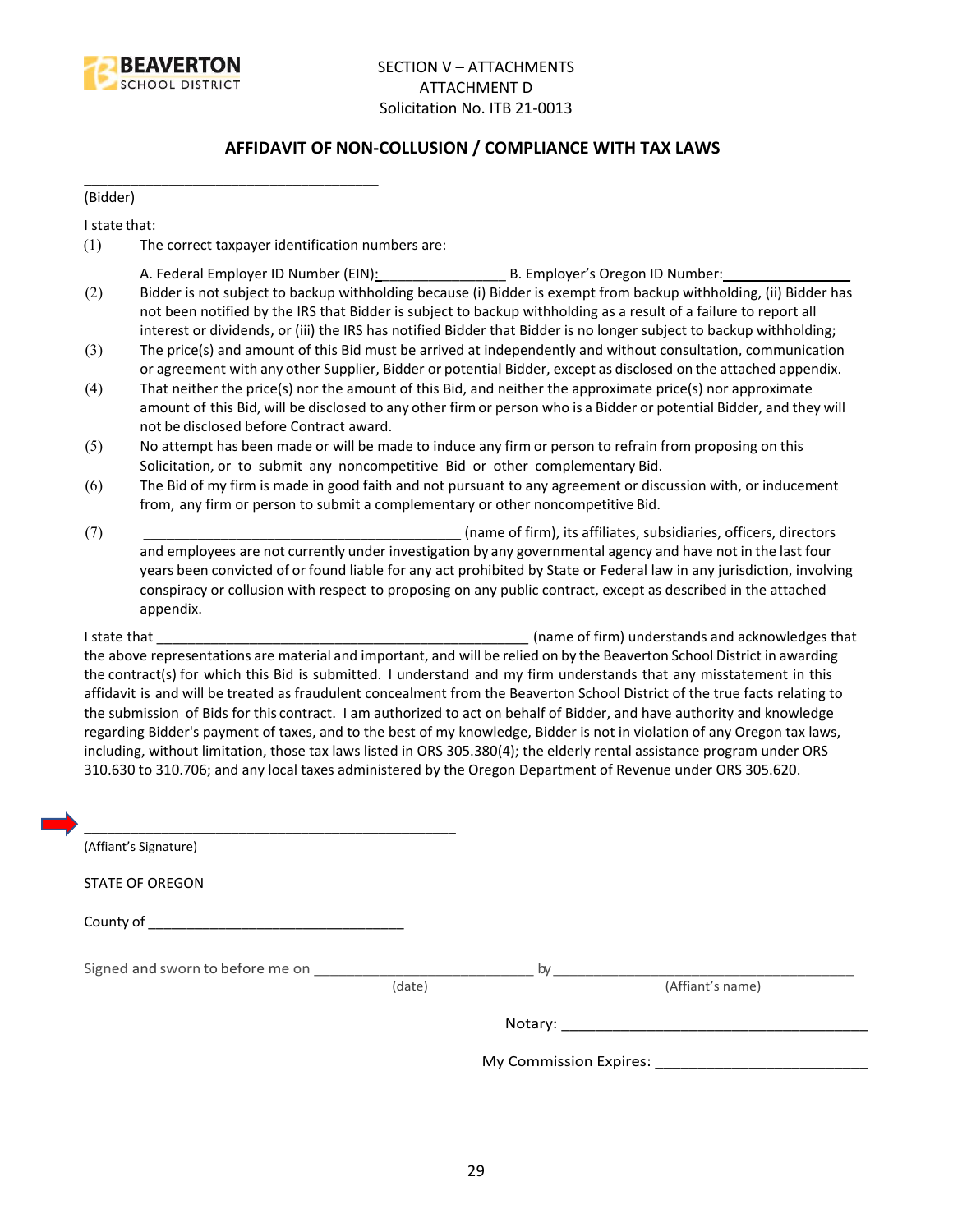SECTION V – ATTACHMENTS
ATTACHMENT D
Solicitation No. ITB 21-0013

## AFFIDAVIT OF NON-COLLUSION / COMPLIANCE WITH TAX LAWS

_____________________________________
(Bidder)

I state that:

(1) The correct taxpayer identification numbers are:

A. Federal Employer ID Number (EIN):________________ B. Employer's Oregon ID Number:________________

(2) Bidder is not subject to backup withholding because (i) Bidder is exempt from backup withholding, (ii) Bidder has not been notified by the IRS that Bidder is subject to backup withholding as a result of a failure to report all interest or dividends, or (iii) the IRS has notified Bidder that Bidder is no longer subject to backup withholding;

(3) The price(s) and amount of this Bid must be arrived at independently and without consultation, communication or agreement with any other Supplier, Bidder or potential Bidder, except as disclosed on the attached appendix.

(4) That neither the price(s) nor the amount of this Bid, and neither the approximate price(s) nor approximate amount of this Bid, will be disclosed to any other firm or person who is a Bidder or potential Bidder, and they will not be disclosed before Contract award.

(5) No attempt has been made or will be made to induce any firm or person to refrain from proposing on this Solicitation, or to submit any noncompetitive Bid or other complementary Bid.

(6) The Bid of my firm is made in good faith and not pursuant to any agreement or discussion with, or inducement from, any firm or person to submit a complementary or other noncompetitive Bid.

(7) ________________________________________ (name of firm), its affiliates, subsidiaries, officers, directors and employees are not currently under investigation by any governmental agency and have not in the last four years been convicted of or found liable for any act prohibited by State or Federal law in any jurisdiction, involving conspiracy or collusion with respect to proposing on any public contract, except as described in the attached appendix.

I state that ________________________________________________ (name of firm) understands and acknowledges that the above representations are material and important, and will be relied on by the Beaverton School District in awarding the contract(s) for which this Bid is submitted. I understand and my firm understands that any misstatement in this affidavit is and will be treated as fraudulent concealment from the Beaverton School District of the true facts relating to the submission of Bids for this contract. I am authorized to act on behalf of Bidder, and have authority and knowledge regarding Bidder's payment of taxes, and to the best of my knowledge, Bidder is not in violation of any Oregon tax laws, including, without limitation, those tax laws listed in ORS 305.380(4); the elderly rental assistance program under ORS 310.630 to 310.706; and any local taxes administered by the Oregon Department of Revenue under ORS 305.620.

_______________________________________________
(Affiant's Signature)

STATE OF OREGON

County of _______________________________

Signed and sworn to before me on ___________________________ by _____________________________________
(date) (Affiant's name)

Notary: _____________________________________

My Commission Expires: _________________________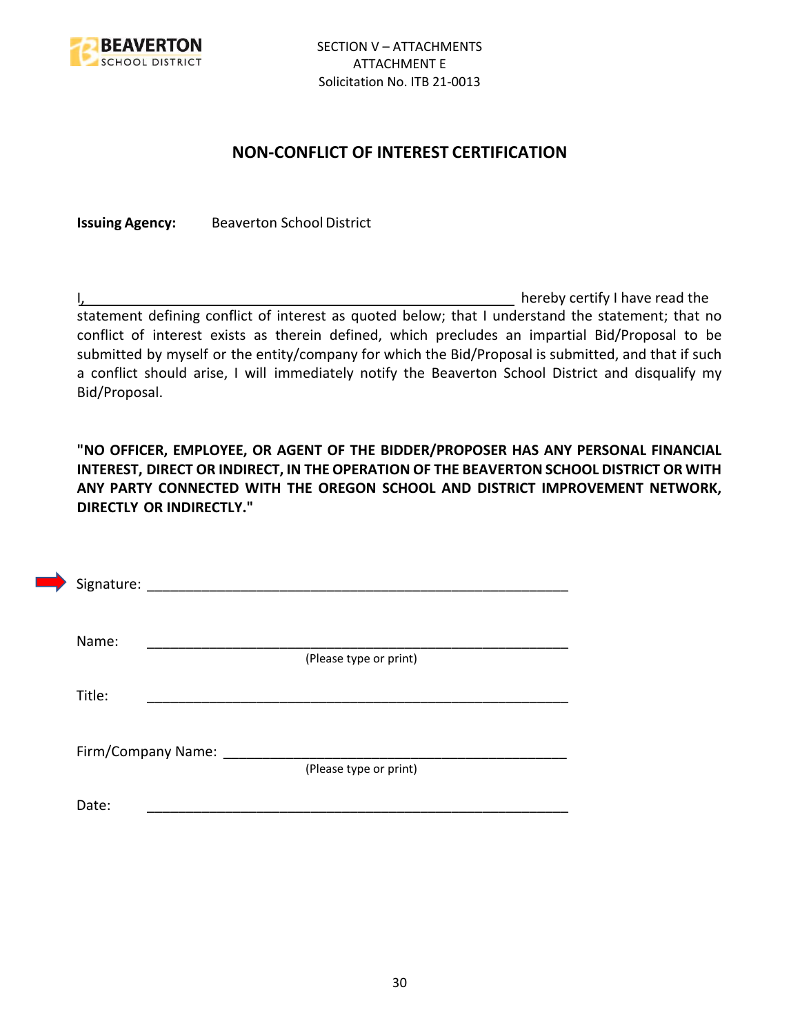SECTION V – ATTACHMENTS
ATTACHMENT E
Solicitation No. ITB 21-0013

## NON-CONFLICT OF INTEREST CERTIFICATION

**Issuing Agency:** Beaverton School District

I,\_\_\_\_\_\_\_\_\_\_\_\_\_\_\_\_\_\_\_\_\_\_\_\_\_\_\_\_\_\_\_\_\_\_\_\_\_\_\_\_\_\_\_\_\_\_\_\_\_\_\_\_ hereby certify I have read the statement defining conflict of interest as quoted below; that I understand the statement; that no conflict of interest exists as therein defined, which precludes an impartial Bid/Proposal to be submitted by myself or the entity/company for which the Bid/Proposal is submitted, and that if such a conflict should arise, I will immediately notify the Beaverton School District and disqualify my Bid/Proposal.

**"NO OFFICER, EMPLOYEE, OR AGENT OF THE BIDDER/PROPOSER HAS ANY PERSONAL FINANCIAL INTEREST, DIRECT OR INDIRECT, IN THE OPERATION OF THE BEAVERTON SCHOOL DISTRICT OR WITH ANY PARTY CONNECTED WITH THE OREGON SCHOOL AND DISTRICT IMPROVEMENT NETWORK, DIRECTLY OR INDIRECTLY."**

Signature: \_\_\_\_\_\_\_\_\_\_\_\_\_\_\_\_\_\_\_\_\_\_\_\_\_\_\_\_\_\_\_\_\_\_\_\_\_\_\_\_\_\_\_\_\_\_\_\_\_\_\_\_\_

Name: \_\_\_\_\_\_\_\_\_\_\_\_\_\_\_\_\_\_\_\_\_\_\_\_\_\_\_\_\_\_\_\_\_\_\_\_\_\_\_\_\_\_\_\_\_\_\_\_\_\_\_\_\_
(Please type or print)

Title: \_\_\_\_\_\_\_\_\_\_\_\_\_\_\_\_\_\_\_\_\_\_\_\_\_\_\_\_\_\_\_\_\_\_\_\_\_\_\_\_\_\_\_\_\_\_\_\_\_\_\_\_\_

Firm/Company Name: \_\_\_\_\_\_\_\_\_\_\_\_\_\_\_\_\_\_\_\_\_\_\_\_\_\_\_\_\_\_\_\_\_\_\_\_\_\_\_\_\_\_\_\_\_
(Please type or print)

Date: \_\_\_\_\_\_\_\_\_\_\_\_\_\_\_\_\_\_\_\_\_\_\_\_\_\_\_\_\_\_\_\_\_\_\_\_\_\_\_\_\_\_\_\_\_\_\_\_\_\_\_\_\_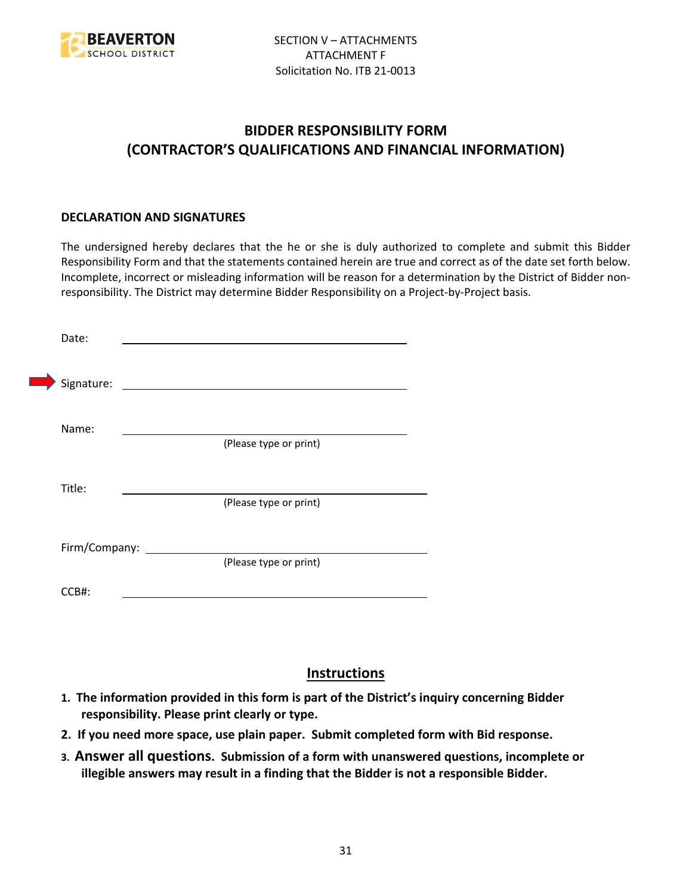SECTION V – ATTACHMENTS
ATTACHMENT F
Solicitation No. ITB 21-0013

# BIDDER RESPONSIBILITY FORM
# (CONTRACTOR'S QUALIFICATIONS AND FINANCIAL INFORMATION)

### DECLARATION AND SIGNATURES

The undersigned hereby declares that the he or she is duly authorized to complete and submit this Bidder Responsibility Form and that the statements contained herein are true and correct as of the date set forth below. Incomplete, incorrect or misleading information will be reason for a determination by the District of Bidder non-responsibility. The District may determine Bidder Responsibility on a Project-by-Project basis.

Date: ______________________________

Signature: ______________________________

Name: ______________________________
(Please type or print)

Title: ______________________________
(Please type or print)

Firm/Company: ______________________________
(Please type or print)

CCB#: ______________________________

## Instructions

1. **The information provided in this form is part of the District's inquiry concerning Bidder responsibility. Please print clearly or type.**
2. **If you need more space, use plain paper. Submit completed form with Bid response.**
3. **Answer all questions. Submission of a form with unanswered questions, incomplete or illegible answers may result in a finding that the Bidder is not a responsible Bidder.**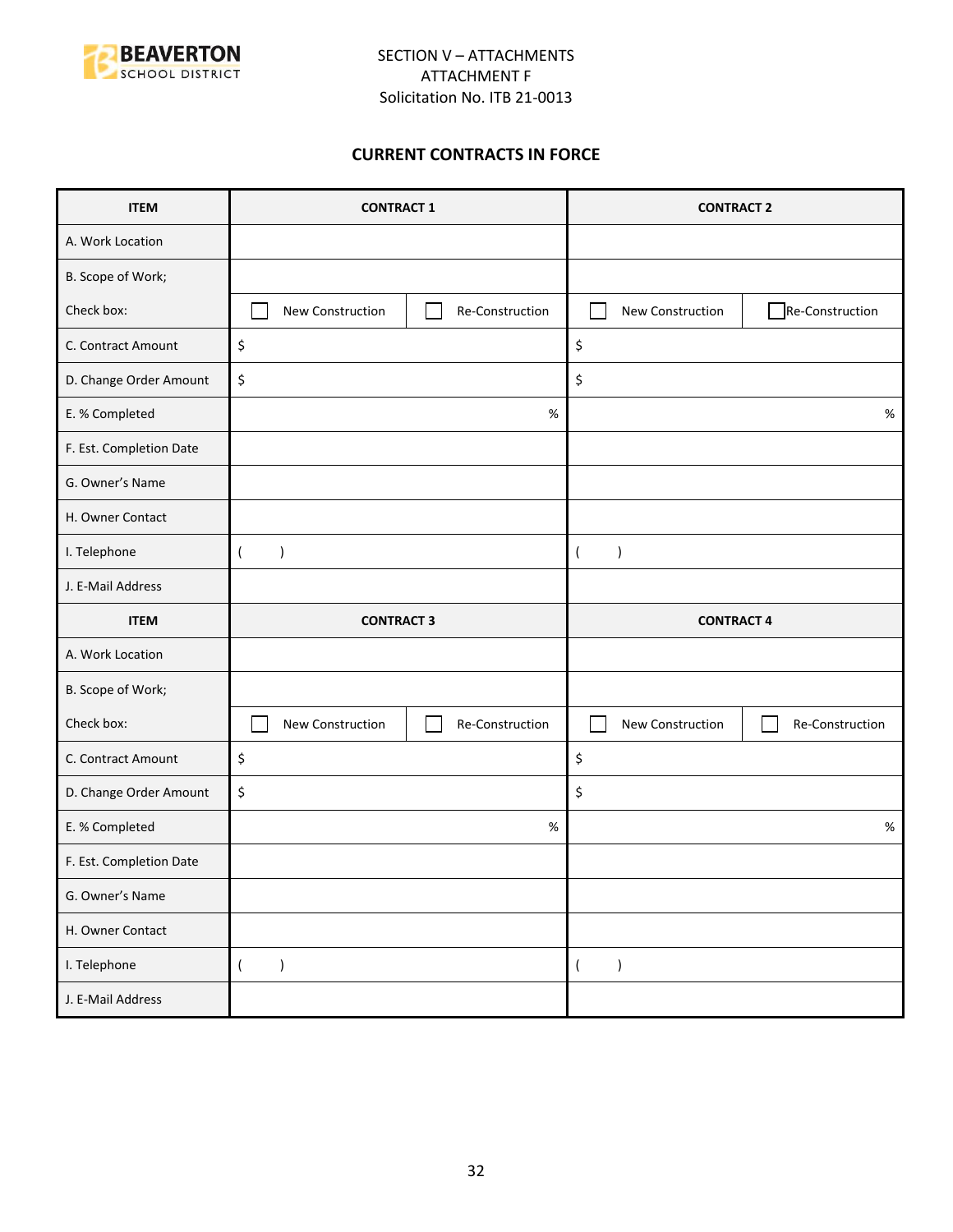SECTION V – ATTACHMENTS
ATTACHMENT F
Solicitation No. ITB 21-0013

## CURRENT CONTRACTS IN FORCE

| ITEM | CONTRACT 1 | | CONTRACT 2 | |
|---|---|---|---|---|
| A. Work Location | | | | |
| B. Scope of Work; | | | | |
| Check box: | ☐ New Construction | ☐ Re-Construction | ☐ New Construction | ☐ Re-Construction |
| C. Contract Amount | $ | | $ | |
| D. Change Order Amount | $ | | $ | |
| E. % Completed | % | | % | |
| F. Est. Completion Date | | | | |
| G. Owner's Name | | | | |
| H. Owner Contact | | | | |
| I. Telephone | ( ) | | ( ) | |
| J. E-Mail Address | | | | |
| **ITEM** | **CONTRACT 3** | | **CONTRACT 4** | |
| A. Work Location | | | | |
| B. Scope of Work; | | | | |
| Check box: | ☐ New Construction | ☐ Re-Construction | ☐ New Construction | ☐ Re-Construction |
| C. Contract Amount | $ | | $ | |
| D. Change Order Amount | $ | | $ | |
| E. % Completed | % | | % | |
| F. Est. Completion Date | | | | |
| G. Owner's Name | | | | |
| H. Owner Contact | | | | |
| I. Telephone | ( ) | | ( ) | |
| J. E-Mail Address | | | | |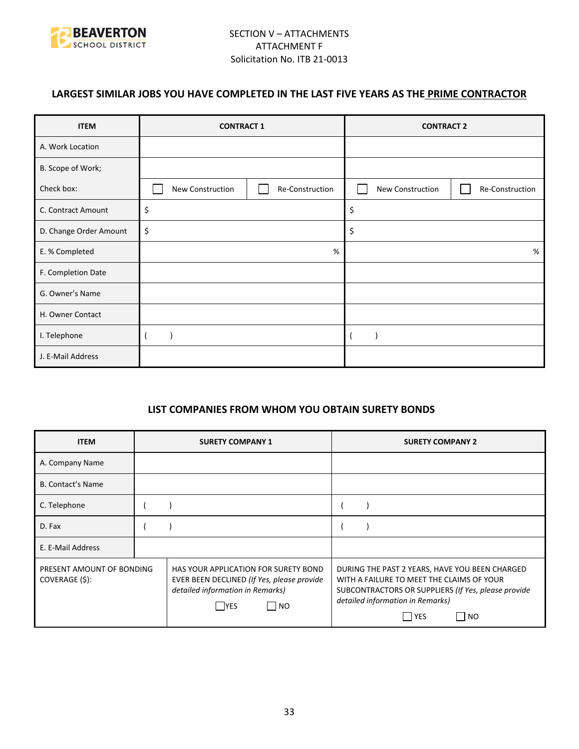SECTION V – ATTACHMENTS
ATTACHMENT F
Solicitation No. ITB 21-0013

### LARGEST SIMILAR JOBS YOU HAVE COMPLETED IN THE LAST FIVE YEARS AS THE PRIME CONTRACTOR

| ITEM | CONTRACT 1 | | CONTRACT 2 | |
|---|---|---|---|---|
| A. Work Location | | | | |
| B. Scope of Work; | | | | |
| Check box: | ☐ New Construction | ☐ Re-Construction | ☐ New Construction | ☐ Re-Construction |
| C. Contract Amount | $ | | $ | |
| D. Change Order Amount | $ | | $ | |
| E. % Completed | % | | % | |
| F. Completion Date | | | | |
| G. Owner's Name | | | | |
| H. Owner Contact | | | | |
| I. Telephone | ( ) | | ( ) | |
| J. E-Mail Address | | | | |

### LIST COMPANIES FROM WHOM YOU OBTAIN SURETY BONDS

| ITEM | SURETY COMPANY 1 | SURETY COMPANY 2 |
|---|---|---|
| A. Company Name | | |
| B. Contact's Name | | |
| C. Telephone | ( ) | ( ) |
| D. Fax | ( ) | ( ) |
| E. E-Mail Address | | |
| PRESENT AMOUNT OF BONDING COVERAGE ($): | HAS YOUR APPLICATION FOR SURETY BOND EVER BEEN DECLINED *(If Yes, please provide detailed information in Remarks)* ☐ YES ☐ NO | DURING THE PAST 2 YEARS, HAVE YOU BEEN CHARGED WITH A FAILURE TO MEET THE CLAIMS OF YOUR SUBCONTRACTORS OR SUPPLIERS *(If Yes, please provide detailed information in Remarks)* ☐ YES ☐ NO |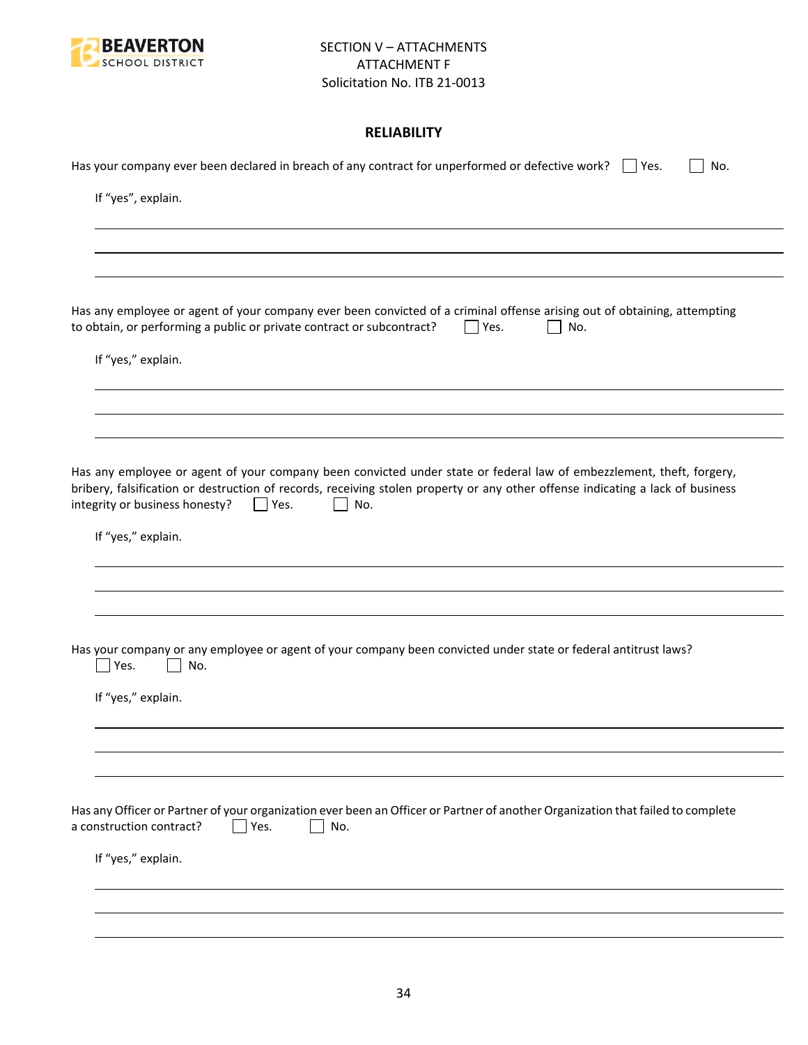SECTION V – ATTACHMENTS
ATTACHMENT F
Solicitation No. ITB 21-0013

## RELIABILITY

Has your company ever been declared in breach of any contract for unperformed or defective work? ☐ Yes. ☐ No.

If "yes", explain.

_______________________________________________________________________________

_______________________________________________________________________________

_______________________________________________________________________________

Has any employee or agent of your company ever been convicted of a criminal offense arising out of obtaining, attempting to obtain, or performing a public or private contract or subcontract? ☐ Yes. ☐ No.

If "yes," explain.

_______________________________________________________________________________

_______________________________________________________________________________

_______________________________________________________________________________

Has any employee or agent of your company been convicted under state or federal law of embezzlement, theft, forgery, bribery, falsification or destruction of records, receiving stolen property or any other offense indicating a lack of business integrity or business honesty? ☐ Yes. ☐ No.

If "yes," explain.

_______________________________________________________________________________

_______________________________________________________________________________

_______________________________________________________________________________

Has your company or any employee or agent of your company been convicted under state or federal antitrust laws?
☐ Yes. ☐ No.

If "yes," explain.

_______________________________________________________________________________

_______________________________________________________________________________

_______________________________________________________________________________

Has any Officer or Partner of your organization ever been an Officer or Partner of another Organization that failed to complete a construction contract? ☐ Yes. ☐ No.

If "yes," explain.

_______________________________________________________________________________

_______________________________________________________________________________

_______________________________________________________________________________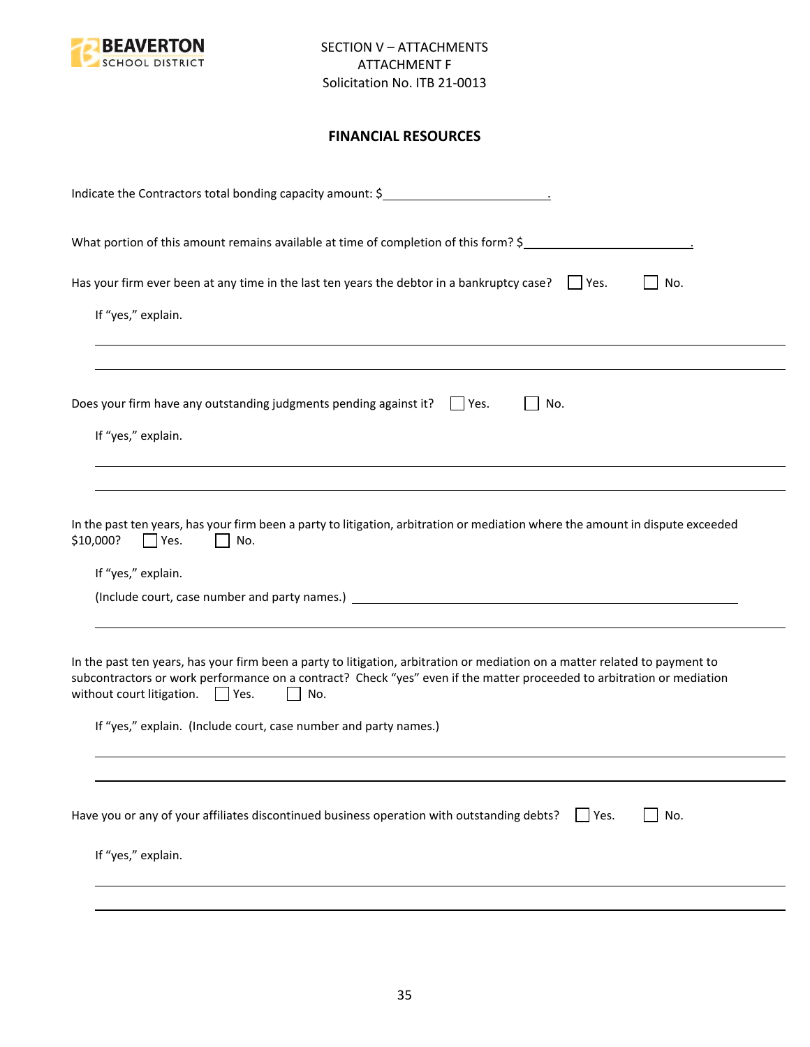SECTION V – ATTACHMENTS
ATTACHMENT F
Solicitation No. ITB 21-0013

## FINANCIAL RESOURCES

Indicate the Contractors total bonding capacity amount: $\_\_\_\_\_\_\_\_\_\_\_\_\_\_\_\_\_\_\_\_\_\_\_\_.

What portion of this amount remains available at time of completion of this form? $\_\_\_\_\_\_\_\_\_\_\_\_\_\_\_\_\_\_\_\_\_\_\_\_.

Has your firm ever been at any time in the last ten years the debtor in a bankruptcy case? ☐ Yes. ☐ No.

If "yes," explain.

\_\_\_\_\_\_\_\_\_\_\_\_\_\_\_\_\_\_\_\_\_\_\_\_\_\_\_\_\_\_\_\_\_\_\_\_\_\_\_\_\_\_\_\_\_\_\_\_\_\_\_\_\_\_\_\_\_\_\_\_

\_\_\_\_\_\_\_\_\_\_\_\_\_\_\_\_\_\_\_\_\_\_\_\_\_\_\_\_\_\_\_\_\_\_\_\_\_\_\_\_\_\_\_\_\_\_\_\_\_\_\_\_\_\_\_\_\_\_\_\_

Does your firm have any outstanding judgments pending against it? ☐ Yes. ☐ No.

If "yes," explain.

\_\_\_\_\_\_\_\_\_\_\_\_\_\_\_\_\_\_\_\_\_\_\_\_\_\_\_\_\_\_\_\_\_\_\_\_\_\_\_\_\_\_\_\_\_\_\_\_\_\_\_\_\_\_\_\_\_\_\_\_

\_\_\_\_\_\_\_\_\_\_\_\_\_\_\_\_\_\_\_\_\_\_\_\_\_\_\_\_\_\_\_\_\_\_\_\_\_\_\_\_\_\_\_\_\_\_\_\_\_\_\_\_\_\_\_\_\_\_\_\_

In the past ten years, has your firm been a party to litigation, arbitration or mediation where the amount in dispute exceeded $10,000? ☐ Yes. ☐ No.

If "yes," explain.

(Include court, case number and party names.) \_\_\_\_\_\_\_\_\_\_\_\_\_\_\_\_\_\_\_\_\_\_\_\_\_\_\_\_\_\_\_\_\_\_\_\_\_\_\_\_

\_\_\_\_\_\_\_\_\_\_\_\_\_\_\_\_\_\_\_\_\_\_\_\_\_\_\_\_\_\_\_\_\_\_\_\_\_\_\_\_\_\_\_\_\_\_\_\_\_\_\_\_\_\_\_\_\_\_\_\_

In the past ten years, has your firm been a party to litigation, arbitration or mediation on a matter related to payment to subcontractors or work performance on a contract? Check "yes" even if the matter proceeded to arbitration or mediation without court litigation. ☐ Yes. ☐ No.

If "yes," explain. (Include court, case number and party names.)

\_\_\_\_\_\_\_\_\_\_\_\_\_\_\_\_\_\_\_\_\_\_\_\_\_\_\_\_\_\_\_\_\_\_\_\_\_\_\_\_\_\_\_\_\_\_\_\_\_\_\_\_\_\_\_\_\_\_\_\_

\_\_\_\_\_\_\_\_\_\_\_\_\_\_\_\_\_\_\_\_\_\_\_\_\_\_\_\_\_\_\_\_\_\_\_\_\_\_\_\_\_\_\_\_\_\_\_\_\_\_\_\_\_\_\_\_\_\_\_\_

Have you or any of your affiliates discontinued business operation with outstanding debts? ☐ Yes. ☐ No.

If "yes," explain.

\_\_\_\_\_\_\_\_\_\_\_\_\_\_\_\_\_\_\_\_\_\_\_\_\_\_\_\_\_\_\_\_\_\_\_\_\_\_\_\_\_\_\_\_\_\_\_\_\_\_\_\_\_\_\_\_\_\_\_\_

\_\_\_\_\_\_\_\_\_\_\_\_\_\_\_\_\_\_\_\_\_\_\_\_\_\_\_\_\_\_\_\_\_\_\_\_\_\_\_\_\_\_\_\_\_\_\_\_\_\_\_\_\_\_\_\_\_\_\_\_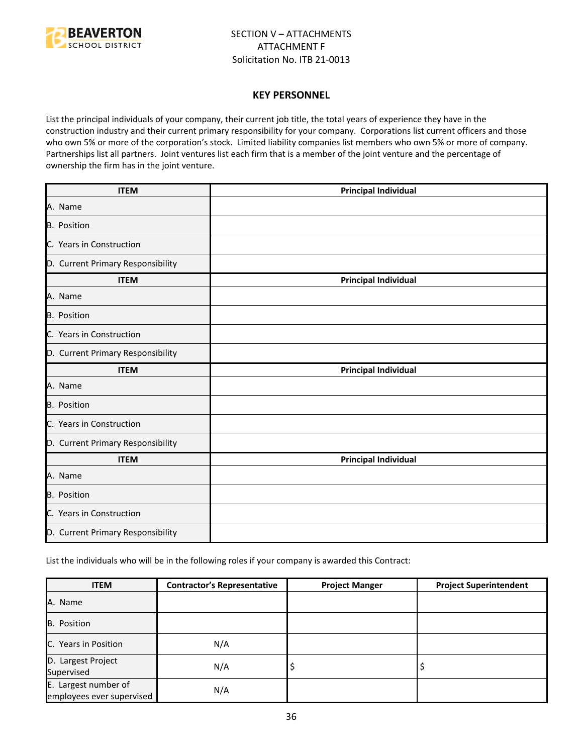SECTION V – ATTACHMENTS
ATTACHMENT F
Solicitation No. ITB 21-0013

### KEY PERSONNEL

List the principal individuals of your company, their current job title, the total years of experience they have in the construction industry and their current primary responsibility for your company. Corporations list current officers and those who own 5% or more of the corporation's stock. Limited liability companies list members who own 5% or more of company. Partnerships list all partners. Joint ventures list each firm that is a member of the joint venture and the percentage of ownership the firm has in the joint venture.

| ITEM | Principal Individual |
|---|---|
| A. Name | |
| B. Position | |
| C. Years in Construction | |
| D. Current Primary Responsibility | |

| ITEM | Principal Individual |
|---|---|
| A. Name | |
| B. Position | |
| C. Years in Construction | |
| D. Current Primary Responsibility | |

| ITEM | Principal Individual |
|---|---|
| A. Name | |
| B. Position | |
| C. Years in Construction | |
| D. Current Primary Responsibility | |

| ITEM | Principal Individual |
|---|---|
| A. Name | |
| B. Position | |
| C. Years in Construction | |
| D. Current Primary Responsibility | |

List the individuals who will be in the following roles if your company is awarded this Contract:

| ITEM | Contractor's Representative | Project Manger | Project Superintendent |
|---|---|---|---|
| A. Name | | | |
| B. Position | | | |
| C. Years in Position | N/A | | |
| D. Largest Project Supervised | N/A | $ | $ |
| E. Largest number of employees ever supervised | N/A | | |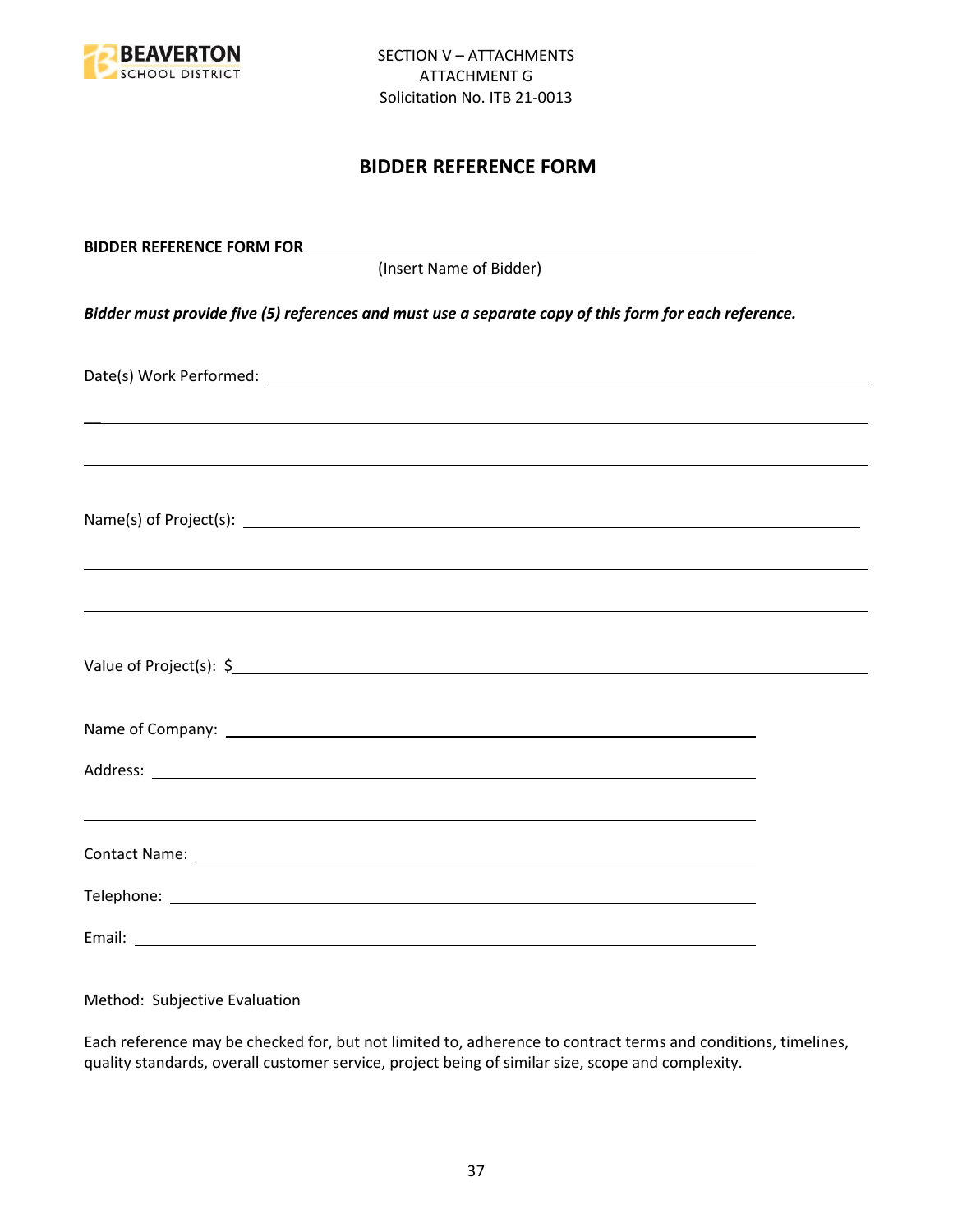SECTION V – ATTACHMENTS
ATTACHMENT G
Solicitation No. ITB 21-0013

## BIDDER REFERENCE FORM

**BIDDER REFERENCE FORM FOR** \_\_\_\_\_\_\_\_\_\_\_\_\_\_\_\_\_\_\_\_\_\_\_\_\_\_\_\_\_\_\_\_\_\_\_\_\_\_\_\_\_\_\_\_
(Insert Name of Bidder)

***Bidder must provide five (5) references and must use a separate copy of this form for each reference.***

Date(s) Work Performed: \_\_\_\_\_\_\_\_\_\_\_\_\_\_\_\_\_\_\_\_\_\_\_\_\_\_\_\_\_\_\_\_\_\_\_\_\_\_\_\_\_\_\_\_\_\_\_\_\_\_\_\_\_\_\_\_

\_\_\_\_\_\_\_\_\_\_\_\_\_\_\_\_\_\_\_\_\_\_\_\_\_\_\_\_\_\_\_\_\_\_\_\_\_\_\_\_\_\_\_\_\_\_\_\_\_\_\_\_\_\_\_\_\_\_\_\_\_\_\_\_\_\_\_\_\_\_\_\_\_\_\_\_\_\_

\_\_\_\_\_\_\_\_\_\_\_\_\_\_\_\_\_\_\_\_\_\_\_\_\_\_\_\_\_\_\_\_\_\_\_\_\_\_\_\_\_\_\_\_\_\_\_\_\_\_\_\_\_\_\_\_\_\_\_\_\_\_\_\_\_\_\_\_\_\_\_\_\_\_\_\_\_\_

Name(s) of Project(s): \_\_\_\_\_\_\_\_\_\_\_\_\_\_\_\_\_\_\_\_\_\_\_\_\_\_\_\_\_\_\_\_\_\_\_\_\_\_\_\_\_\_\_\_\_\_\_\_\_\_\_\_\_\_\_\_\_\_

\_\_\_\_\_\_\_\_\_\_\_\_\_\_\_\_\_\_\_\_\_\_\_\_\_\_\_\_\_\_\_\_\_\_\_\_\_\_\_\_\_\_\_\_\_\_\_\_\_\_\_\_\_\_\_\_\_\_\_\_\_\_\_\_\_\_\_\_\_\_\_\_\_\_\_\_\_\_

\_\_\_\_\_\_\_\_\_\_\_\_\_\_\_\_\_\_\_\_\_\_\_\_\_\_\_\_\_\_\_\_\_\_\_\_\_\_\_\_\_\_\_\_\_\_\_\_\_\_\_\_\_\_\_\_\_\_\_\_\_\_\_\_\_\_\_\_\_\_\_\_\_\_\_\_\_\_

Value of Project(s): $\_\_\_\_\_\_\_\_\_\_\_\_\_\_\_\_\_\_\_\_\_\_\_\_\_\_\_\_\_\_\_\_\_\_\_\_\_\_\_\_\_\_\_\_\_\_\_\_\_\_\_\_\_\_\_\_\_\_\_\_

Name of Company: \_\_\_\_\_\_\_\_\_\_\_\_\_\_\_\_\_\_\_\_\_\_\_\_\_\_\_\_\_\_\_\_\_\_\_\_\_\_\_\_\_\_\_\_\_\_\_\_\_\_

Address: \_\_\_\_\_\_\_\_\_\_\_\_\_\_\_\_\_\_\_\_\_\_\_\_\_\_\_\_\_\_\_\_\_\_\_\_\_\_\_\_\_\_\_\_\_\_\_\_\_\_\_\_\_\_\_\_\_\_

\_\_\_\_\_\_\_\_\_\_\_\_\_\_\_\_\_\_\_\_\_\_\_\_\_\_\_\_\_\_\_\_\_\_\_\_\_\_\_\_\_\_\_\_\_\_\_\_\_\_\_\_\_\_\_\_\_\_\_\_\_\_\_\_\_

Contact Name: \_\_\_\_\_\_\_\_\_\_\_\_\_\_\_\_\_\_\_\_\_\_\_\_\_\_\_\_\_\_\_\_\_\_\_\_\_\_\_\_\_\_\_\_\_\_\_\_\_\_\_\_\_\_

Telephone: \_\_\_\_\_\_\_\_\_\_\_\_\_\_\_\_\_\_\_\_\_\_\_\_\_\_\_\_\_\_\_\_\_\_\_\_\_\_\_\_\_\_\_\_\_\_\_\_\_\_\_\_\_\_\_\_\_

Email: \_\_\_\_\_\_\_\_\_\_\_\_\_\_\_\_\_\_\_\_\_\_\_\_\_\_\_\_\_\_\_\_\_\_\_\_\_\_\_\_\_\_\_\_\_\_\_\_\_\_\_\_\_\_\_\_\_\_\_\_

Method: Subjective Evaluation

Each reference may be checked for, but not limited to, adherence to contract terms and conditions, timelines, quality standards, overall customer service, project being of similar size, scope and complexity.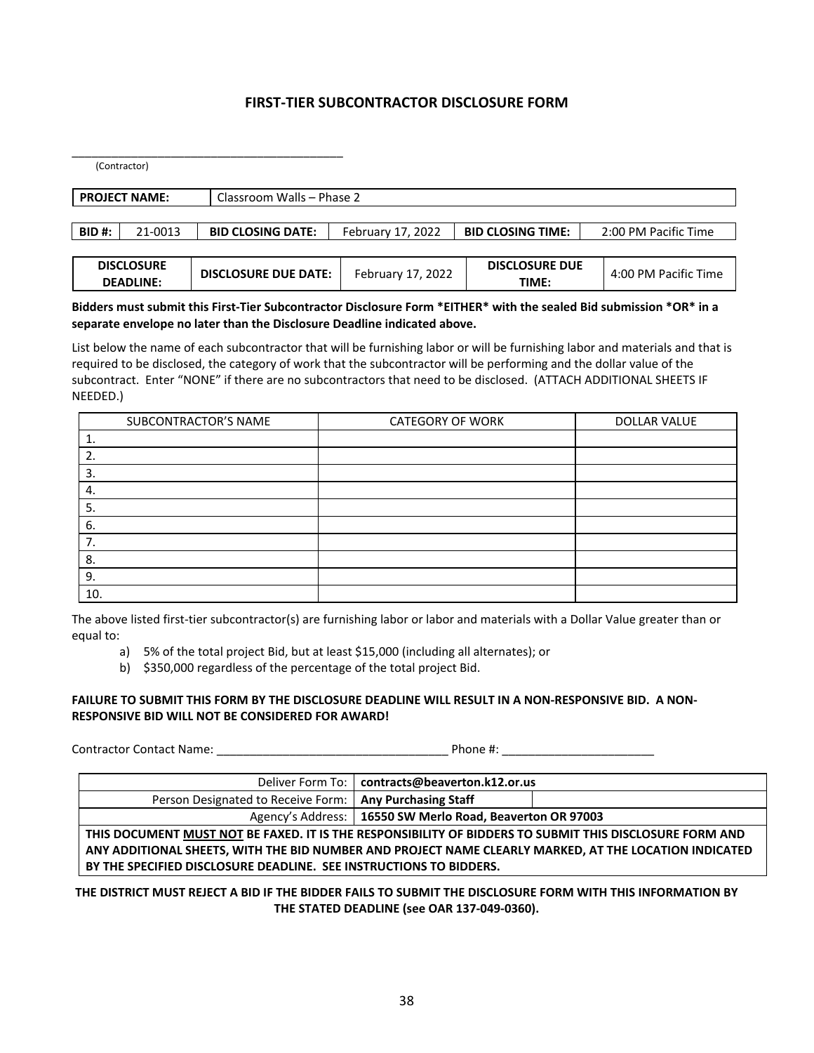# FIRST-TIER SUBCONTRACTOR DISCLOSURE FORM

\_\_\_\_\_\_\_\_\_\_\_\_\_\_\_\_\_\_\_\_\_\_\_\_\_\_\_\_\_\_\_\_\_\_\_\_\_\_\_\_\_\_

(Contractor)

| | |
|---|---|
| **PROJECT NAME:** | Classroom Walls – Phase 2 |

| | | | | | |
|---|---|---|---|---|---|
| **BID #:** | 21-0013 | **BID CLOSING DATE:** | February 17, 2022 | **BID CLOSING TIME:** | 2:00 PM Pacific Time |

| | | | | |
|---|---|---|---|---|
| **DISCLOSURE DEADLINE:** | **DISCLOSURE DUE DATE:** | February 17, 2022 | **DISCLOSURE DUE TIME:** | 4:00 PM Pacific Time |

**Bidders must submit this First-Tier Subcontractor Disclosure Form *EITHER* with the sealed Bid submission *OR* in a separate envelope no later than the Disclosure Deadline indicated above.**

List below the name of each subcontractor that will be furnishing labor or will be furnishing labor and materials and that is required to be disclosed, the category of work that the subcontractor will be performing and the dollar value of the subcontract. Enter "NONE" if there are no subcontractors that need to be disclosed. (ATTACH ADDITIONAL SHEETS IF NEEDED.)

| SUBCONTRACTOR'S NAME | CATEGORY OF WORK | DOLLAR VALUE |
|---|---|---|
| 1. | | |
| 2. | | |
| 3. | | |
| 4. | | |
| 5. | | |
| 6. | | |
| 7. | | |
| 8. | | |
| 9. | | |
| 10. | | |

The above listed first-tier subcontractor(s) are furnishing labor or labor and materials with a Dollar Value greater than or equal to:

a) 5% of the total project Bid, but at least $15,000 (including all alternates); or
b) $350,000 regardless of the percentage of the total project Bid.

**FAILURE TO SUBMIT THIS FORM BY THE DISCLOSURE DEADLINE WILL RESULT IN A NON-RESPONSIVE BID. A NON-RESPONSIVE BID WILL NOT BE CONSIDERED FOR AWARD!**

Contractor Contact Name: \_\_\_\_\_\_\_\_\_\_\_\_\_\_\_\_\_\_\_\_\_\_\_\_\_\_\_\_\_\_\_\_\_\_\_ Phone #: \_\_\_\_\_\_\_\_\_\_\_\_\_\_\_\_\_\_\_\_\_\_\_

| | | |
|---|---|---|
| Deliver Form To: | **contracts@beaverton.k12.or.us** | |
| Person Designated to Receive Form: | **Any Purchasing Staff** | |
| Agency's Address: | **16550 SW Merlo Road, Beaverton OR 97003** | |
| **THIS DOCUMENT <u>MUST NOT</u> BE FAXED. IT IS THE RESPONSIBILITY OF BIDDERS TO SUBMIT THIS DISCLOSURE FORM AND ANY ADDITIONAL SHEETS, WITH THE BID NUMBER AND PROJECT NAME CLEARLY MARKED, AT THE LOCATION INDICATED BY THE SPECIFIED DISCLOSURE DEADLINE. SEE INSTRUCTIONS TO BIDDERS.** | | |

**THE DISTRICT MUST REJECT A BID IF THE BIDDER FAILS TO SUBMIT THE DISCLOSURE FORM WITH THIS INFORMATION BY THE STATED DEADLINE (see OAR 137-049-0360).**